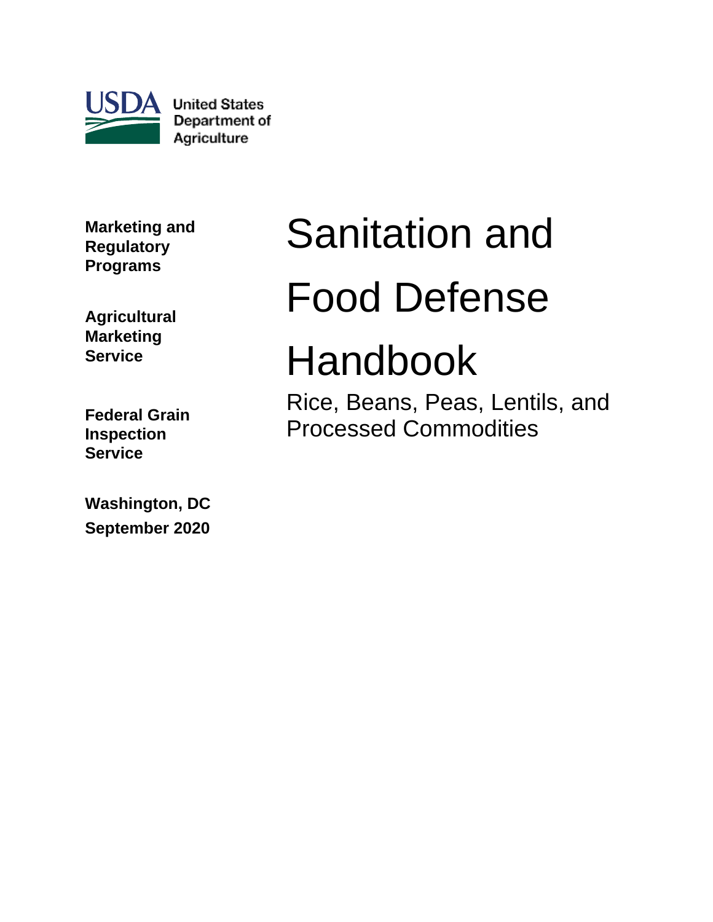United States Department of Agriculture

**Marketing and Regulatory Programs**

**Agricultural Marketing Service**

**Federal Grain Inspection Service**

**Washington, DC**
**September 2020**

# Sanitation and Food Defense Handbook

## Rice, Beans, Peas, Lentils, and Processed Commodities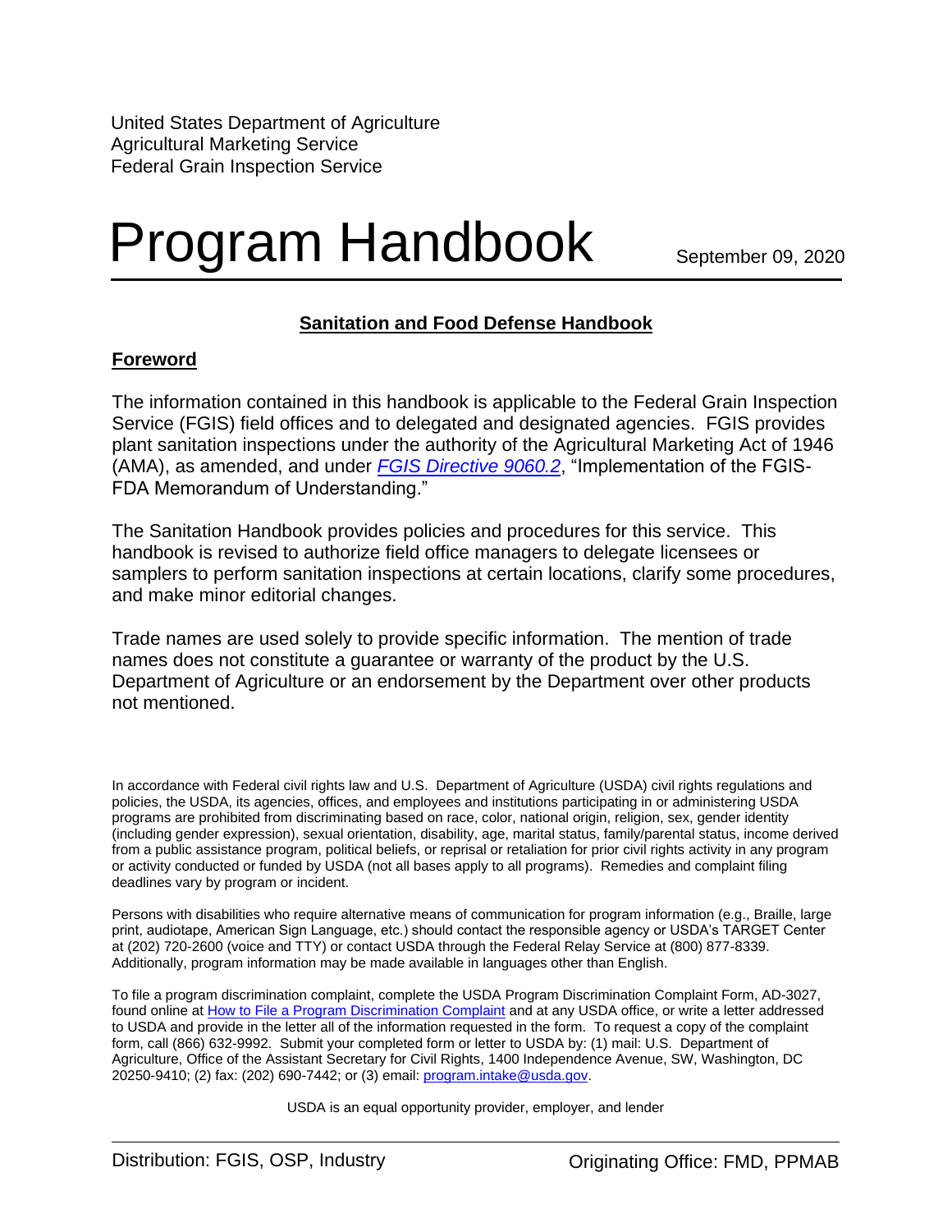United States Department of Agriculture
Agricultural Marketing Service
Federal Grain Inspection Service

# Program Handbook

September 09, 2020

## Sanitation and Food Defense Handbook

### Foreword

The information contained in this handbook is applicable to the Federal Grain Inspection Service (FGIS) field offices and to delegated and designated agencies. FGIS provides plant sanitation inspections under the authority of the Agricultural Marketing Act of 1946 (AMA), as amended, and under *FGIS Directive 9060.2*, "Implementation of the FGIS-FDA Memorandum of Understanding."

The Sanitation Handbook provides policies and procedures for this service. This handbook is revised to authorize field office managers to delegate licensees or samplers to perform sanitation inspections at certain locations, clarify some procedures, and make minor editorial changes.

Trade names are used solely to provide specific information. The mention of trade names does not constitute a guarantee or warranty of the product by the U.S. Department of Agriculture or an endorsement by the Department over other products not mentioned.

In accordance with Federal civil rights law and U.S. Department of Agriculture (USDA) civil rights regulations and policies, the USDA, its agencies, offices, and employees and institutions participating in or administering USDA programs are prohibited from discriminating based on race, color, national origin, religion, sex, gender identity (including gender expression), sexual orientation, disability, age, marital status, family/parental status, income derived from a public assistance program, political beliefs, or reprisal or retaliation for prior civil rights activity in any program or activity conducted or funded by USDA (not all bases apply to all programs). Remedies and complaint filing deadlines vary by program or incident.

Persons with disabilities who require alternative means of communication for program information (e.g., Braille, large print, audiotape, American Sign Language, etc.) should contact the responsible agency or USDA's TARGET Center at (202) 720-2600 (voice and TTY) or contact USDA through the Federal Relay Service at (800) 877-8339. Additionally, program information may be made available in languages other than English.

To file a program discrimination complaint, complete the USDA Program Discrimination Complaint Form, AD-3027, found online at How to File a Program Discrimination Complaint and at any USDA office, or write a letter addressed to USDA and provide in the letter all of the information requested in the form. To request a copy of the complaint form, call (866) 632-9992. Submit your completed form or letter to USDA by: (1) mail: U.S. Department of Agriculture, Office of the Assistant Secretary for Civil Rights, 1400 Independence Avenue, SW, Washington, DC 20250-9410; (2) fax: (202) 690-7442; or (3) email: program.intake@usda.gov.

USDA is an equal opportunity provider, employer, and lender

Distribution: FGIS, OSP, Industry | Originating Office: FMD, PPMAB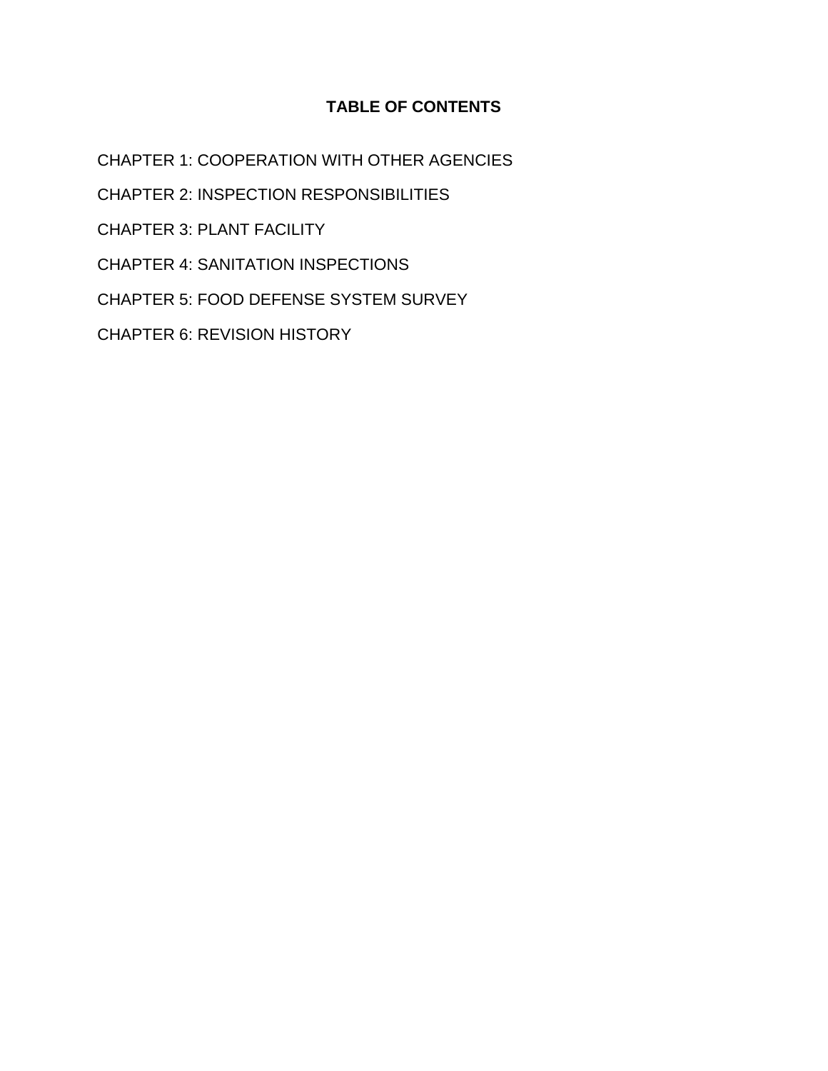## TABLE OF CONTENTS

CHAPTER 1: COOPERATION WITH OTHER AGENCIES

CHAPTER 2: INSPECTION RESPONSIBILITIES

CHAPTER 3: PLANT FACILITY

CHAPTER 4: SANITATION INSPECTIONS

CHAPTER 5: FOOD DEFENSE SYSTEM SURVEY

CHAPTER 6: REVISION HISTORY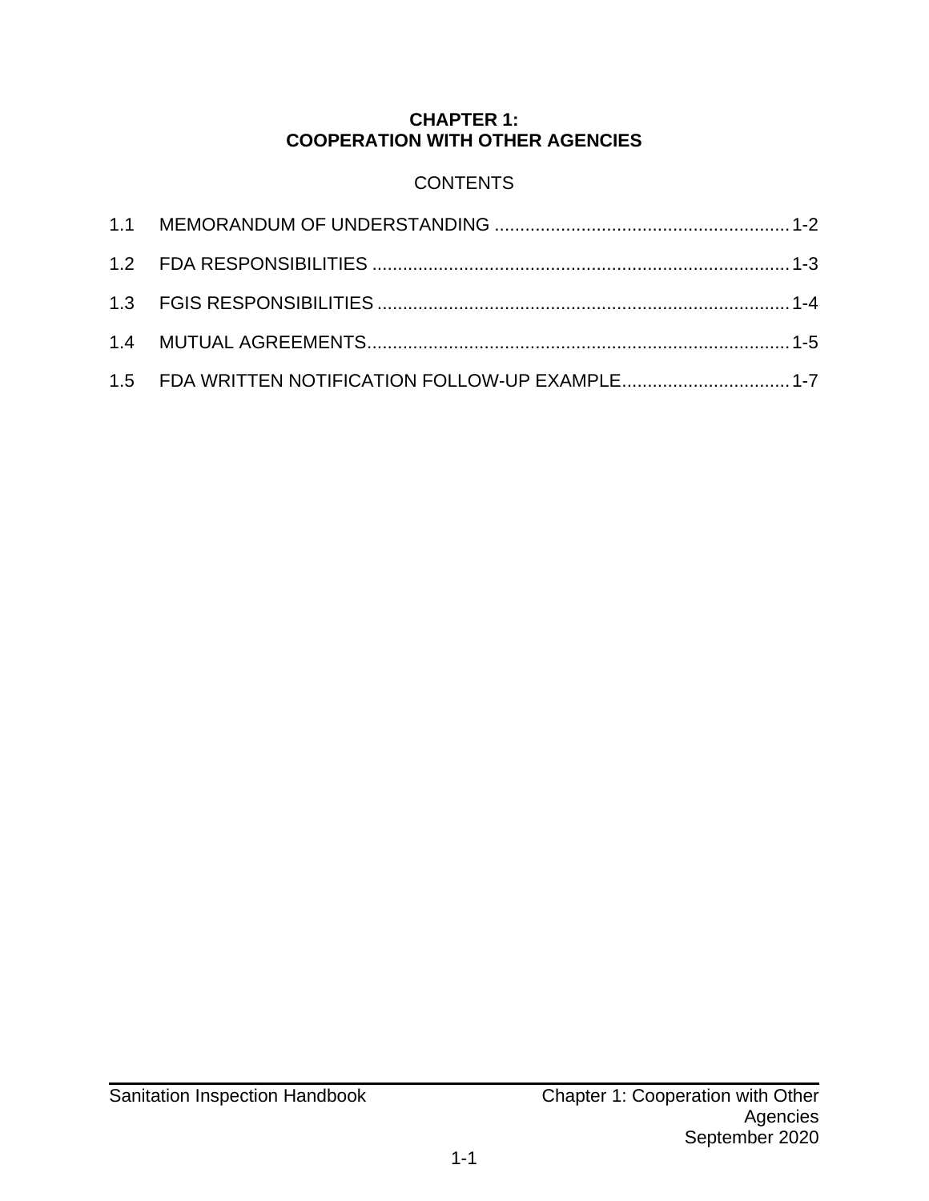# CHAPTER 1:
# COOPERATION WITH OTHER AGENCIES

CONTENTS

1.1 MEMORANDUM OF UNDERSTANDING ........................................................ 1-2

1.2 FDA RESPONSIBILITIES .................................................................................. 1-3

1.3 FGIS RESPONSIBILITIES ................................................................................ 1-4

1.4 MUTUAL AGREEMENTS.................................................................................. 1-5

1.5 FDA WRITTEN NOTIFICATION FOLLOW-UP EXAMPLE................................ 1-7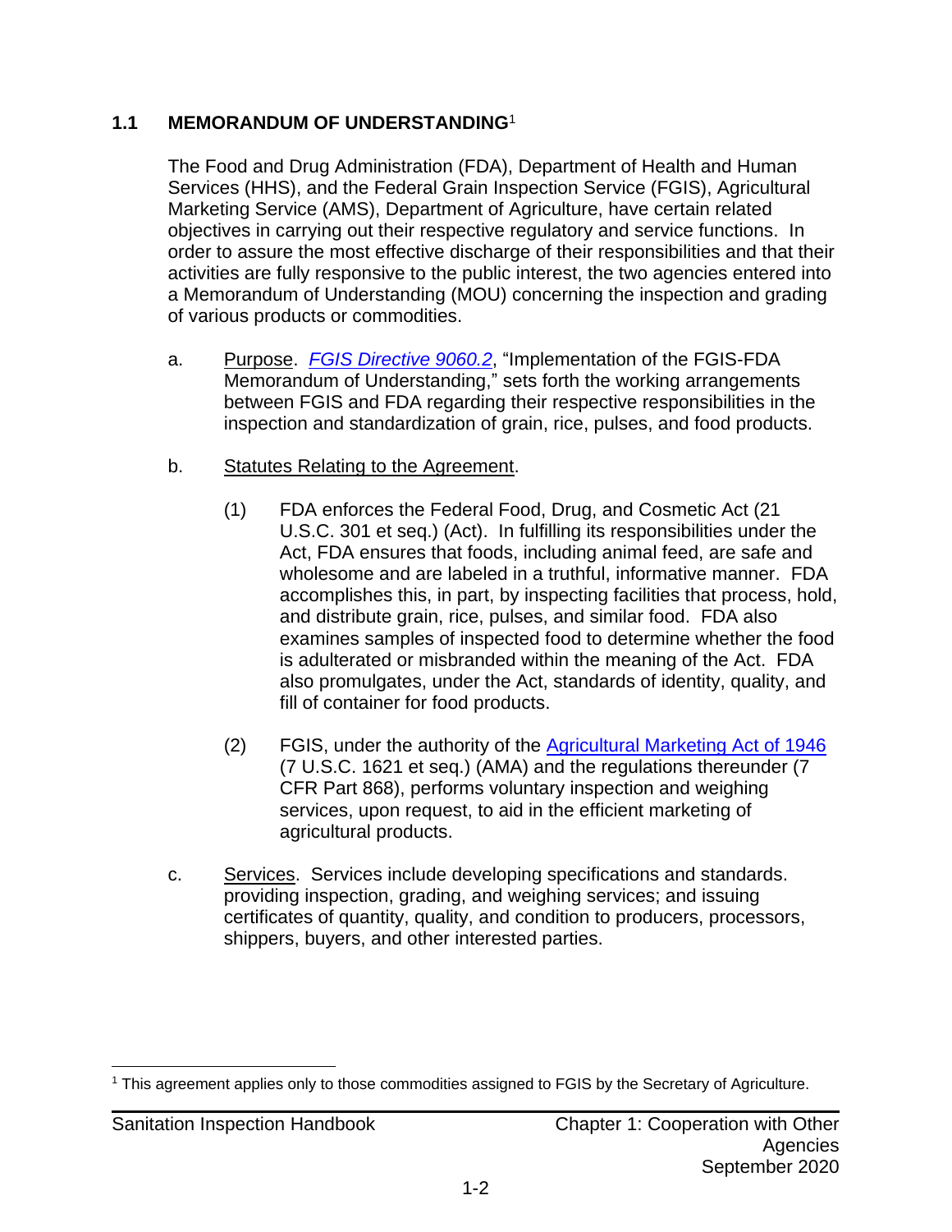## 1.1 MEMORANDUM OF UNDERSTANDING[1]

The Food and Drug Administration (FDA), Department of Health and Human Services (HHS), and the Federal Grain Inspection Service (FGIS), Agricultural Marketing Service (AMS), Department of Agriculture, have certain related objectives in carrying out their respective regulatory and service functions. In order to assure the most effective discharge of their responsibilities and that their activities are fully responsive to the public interest, the two agencies entered into a Memorandum of Understanding (MOU) concerning the inspection and grading of various products or commodities.

a. Purpose. *FGIS Directive 9060.2*, "Implementation of the FGIS-FDA Memorandum of Understanding," sets forth the working arrangements between FGIS and FDA regarding their respective responsibilities in the inspection and standardization of grain, rice, pulses, and food products.

b. Statutes Relating to the Agreement.

   (1) FDA enforces the Federal Food, Drug, and Cosmetic Act (21 U.S.C. 301 et seq.) (Act). In fulfilling its responsibilities under the Act, FDA ensures that foods, including animal feed, are safe and wholesome and are labeled in a truthful, informative manner. FDA accomplishes this, in part, by inspecting facilities that process, hold, and distribute grain, rice, pulses, and similar food. FDA also examines samples of inspected food to determine whether the food is adulterated or misbranded within the meaning of the Act. FDA also promulgates, under the Act, standards of identity, quality, and fill of container for food products.

   (2) FGIS, under the authority of the Agricultural Marketing Act of 1946 (7 U.S.C. 1621 et seq.) (AMA) and the regulations thereunder (7 CFR Part 868), performs voluntary inspection and weighing services, upon request, to aid in the efficient marketing of agricultural products.

c. Services. Services include developing specifications and standards. providing inspection, grading, and weighing services; and issuing certificates of quantity, quality, and condition to producers, processors, shippers, buyers, and other interested parties.

---

[1] This agreement applies only to those commodities assigned to FGIS by the Secretary of Agriculture.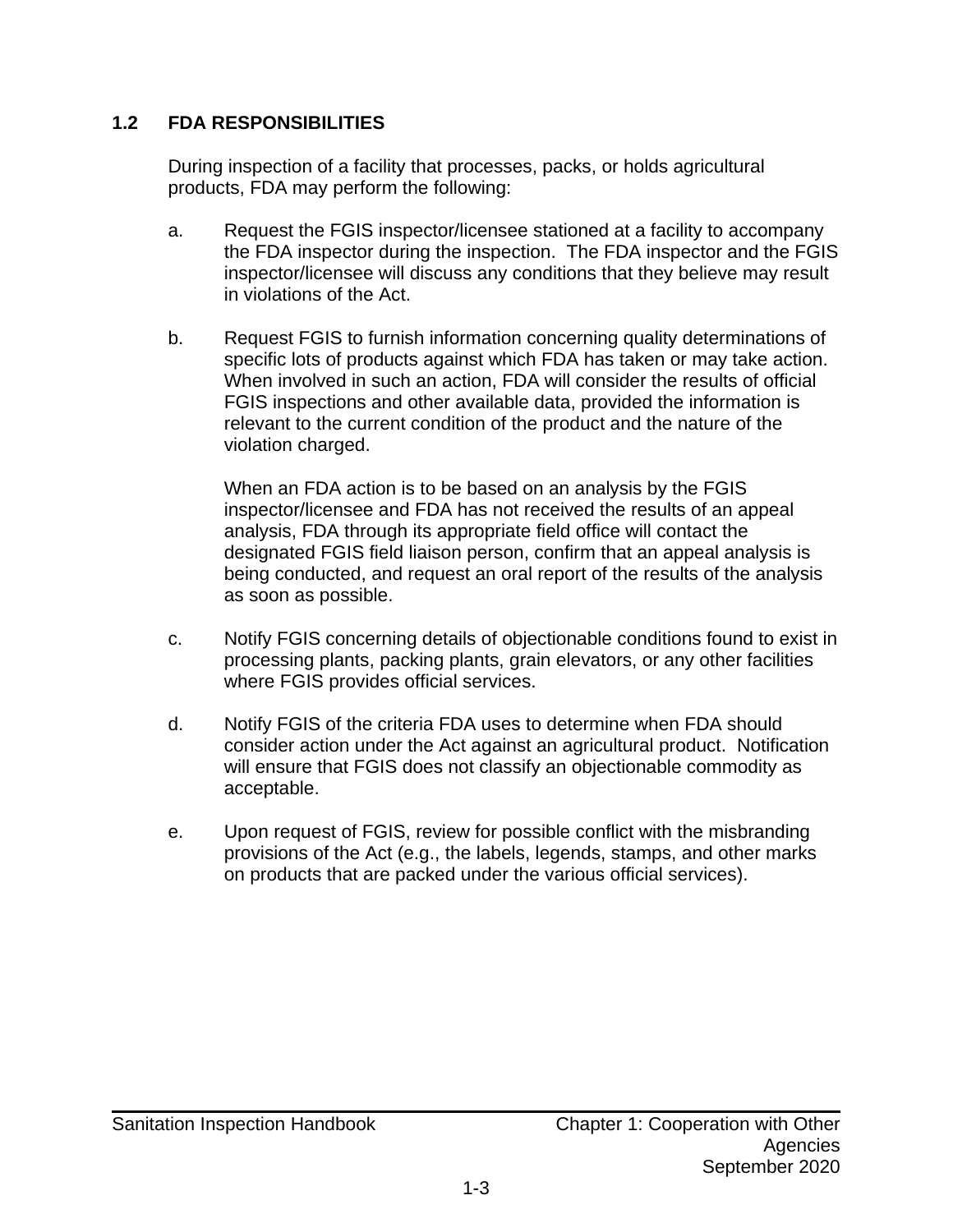## 1.2 FDA RESPONSIBILITIES

During inspection of a facility that processes, packs, or holds agricultural products, FDA may perform the following:

a. Request the FGIS inspector/licensee stationed at a facility to accompany the FDA inspector during the inspection. The FDA inspector and the FGIS inspector/licensee will discuss any conditions that they believe may result in violations of the Act.

b. Request FGIS to furnish information concerning quality determinations of specific lots of products against which FDA has taken or may take action. When involved in such an action, FDA will consider the results of official FGIS inspections and other available data, provided the information is relevant to the current condition of the product and the nature of the violation charged.

   When an FDA action is to be based on an analysis by the FGIS inspector/licensee and FDA has not received the results of an appeal analysis, FDA through its appropriate field office will contact the designated FGIS field liaison person, confirm that an appeal analysis is being conducted, and request an oral report of the results of the analysis as soon as possible.

c. Notify FGIS concerning details of objectionable conditions found to exist in processing plants, packing plants, grain elevators, or any other facilities where FGIS provides official services.

d. Notify FGIS of the criteria FDA uses to determine when FDA should consider action under the Act against an agricultural product. Notification will ensure that FGIS does not classify an objectionable commodity as acceptable.

e. Upon request of FGIS, review for possible conflict with the misbranding provisions of the Act (e.g., the labels, legends, stamps, and other marks on products that are packed under the various official services).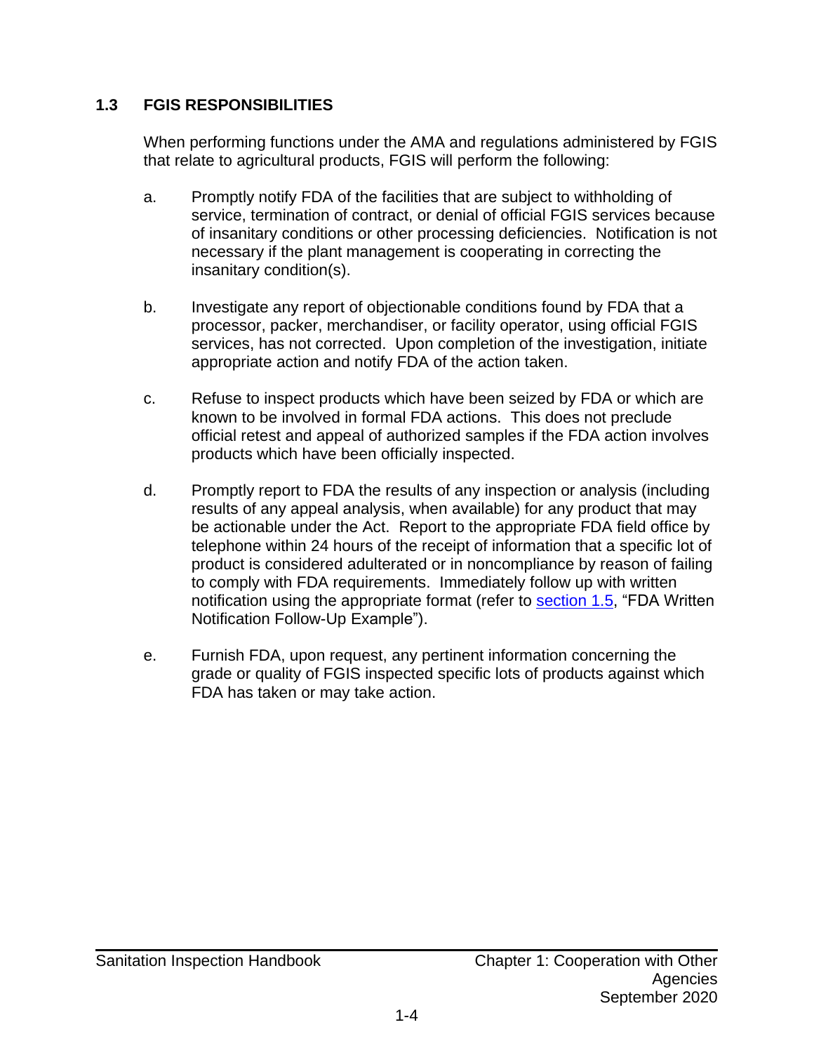## 1.3 FGIS RESPONSIBILITIES

When performing functions under the AMA and regulations administered by FGIS that relate to agricultural products, FGIS will perform the following:

a. Promptly notify FDA of the facilities that are subject to withholding of service, termination of contract, or denial of official FGIS services because of insanitary conditions or other processing deficiencies. Notification is not necessary if the plant management is cooperating in correcting the insanitary condition(s).

b. Investigate any report of objectionable conditions found by FDA that a processor, packer, merchandiser, or facility operator, using official FGIS services, has not corrected. Upon completion of the investigation, initiate appropriate action and notify FDA of the action taken.

c. Refuse to inspect products which have been seized by FDA or which are known to be involved in formal FDA actions. This does not preclude official retest and appeal of authorized samples if the FDA action involves products which have been officially inspected.

d. Promptly report to FDA the results of any inspection or analysis (including results of any appeal analysis, when available) for any product that may be actionable under the Act. Report to the appropriate FDA field office by telephone within 24 hours of the receipt of information that a specific lot of product is considered adulterated or in noncompliance by reason of failing to comply with FDA requirements. Immediately follow up with written notification using the appropriate format (refer to section 1.5, "FDA Written Notification Follow-Up Example").

e. Furnish FDA, upon request, any pertinent information concerning the grade or quality of FGIS inspected specific lots of products against which FDA has taken or may take action.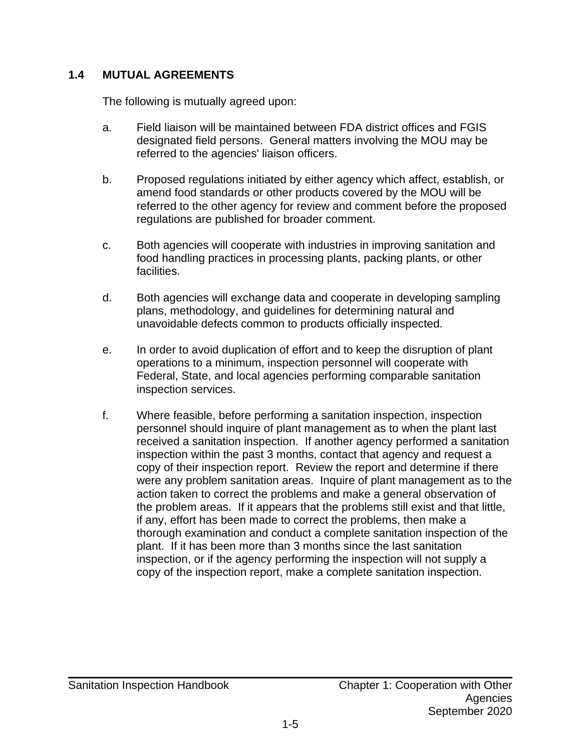## 1.4 MUTUAL AGREEMENTS

The following is mutually agreed upon:

a. Field liaison will be maintained between FDA district offices and FGIS designated field persons. General matters involving the MOU may be referred to the agencies' liaison officers.

b. Proposed regulations initiated by either agency which affect, establish, or amend food standards or other products covered by the MOU will be referred to the other agency for review and comment before the proposed regulations are published for broader comment.

c. Both agencies will cooperate with industries in improving sanitation and food handling practices in processing plants, packing plants, or other facilities.

d. Both agencies will exchange data and cooperate in developing sampling plans, methodology, and guidelines for determining natural and unavoidable defects common to products officially inspected.

e. In order to avoid duplication of effort and to keep the disruption of plant operations to a minimum, inspection personnel will cooperate with Federal, State, and local agencies performing comparable sanitation inspection services.

f. Where feasible, before performing a sanitation inspection, inspection personnel should inquire of plant management as to when the plant last received a sanitation inspection. If another agency performed a sanitation inspection within the past 3 months, contact that agency and request a copy of their inspection report. Review the report and determine if there were any problem sanitation areas. Inquire of plant management as to the action taken to correct the problems and make a general observation of the problem areas. If it appears that the problems still exist and that little, if any, effort has been made to correct the problems, then make a thorough examination and conduct a complete sanitation inspection of the plant. If it has been more than 3 months since the last sanitation inspection, or if the agency performing the inspection will not supply a copy of the inspection report, make a complete sanitation inspection.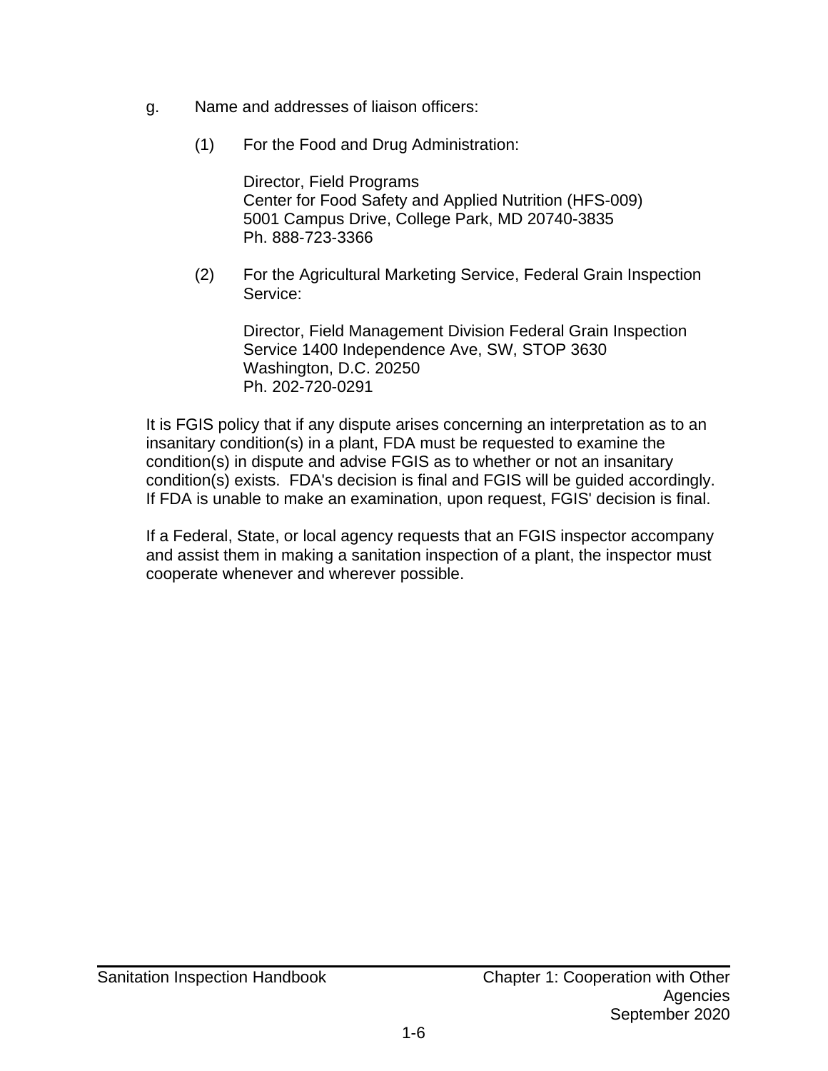g. Name and addresses of liaison officers:

(1) For the Food and Drug Administration:

Director, Field Programs
Center for Food Safety and Applied Nutrition (HFS-009)
5001 Campus Drive, College Park, MD 20740-3835
Ph. 888-723-3366

(2) For the Agricultural Marketing Service, Federal Grain Inspection Service:

Director, Field Management Division Federal Grain Inspection Service 1400 Independence Ave, SW, STOP 3630
Washington, D.C. 20250
Ph. 202-720-0291

It is FGIS policy that if any dispute arises concerning an interpretation as to an insanitary condition(s) in a plant, FDA must be requested to examine the condition(s) in dispute and advise FGIS as to whether or not an insanitary condition(s) exists. FDA's decision is final and FGIS will be guided accordingly. If FDA is unable to make an examination, upon request, FGIS' decision is final.

If a Federal, State, or local agency requests that an FGIS inspector accompany and assist them in making a sanitation inspection of a plant, the inspector must cooperate whenever and wherever possible.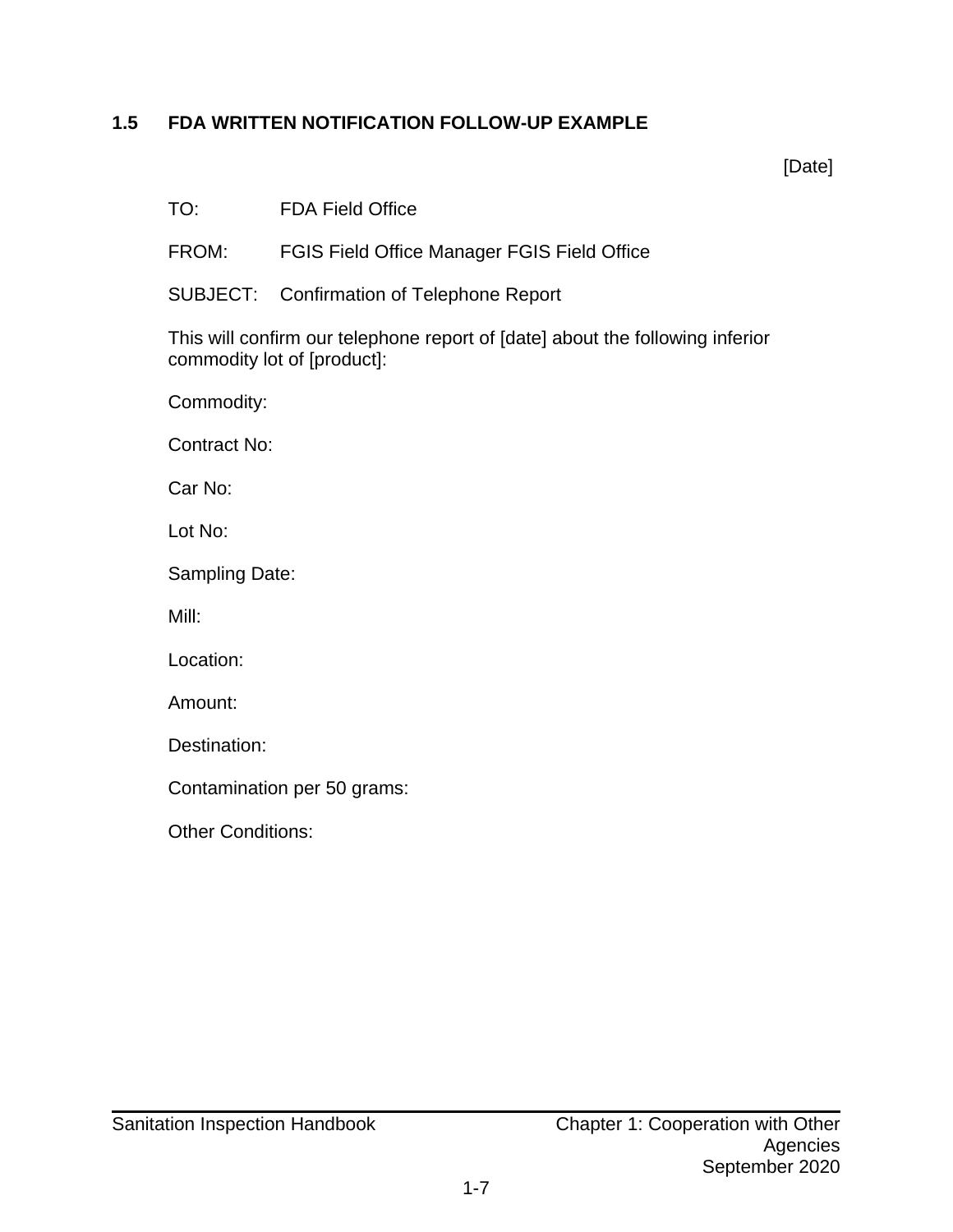## 1.5 FDA WRITTEN NOTIFICATION FOLLOW-UP EXAMPLE

[Date]

TO: FDA Field Office

FROM: FGIS Field Office Manager FGIS Field Office

SUBJECT: Confirmation of Telephone Report

This will confirm our telephone report of [date] about the following inferior commodity lot of [product]:

Commodity:

Contract No:

Car No:

Lot No:

Sampling Date:

Mill:

Location:

Amount:

Destination:

Contamination per 50 grams:

Other Conditions: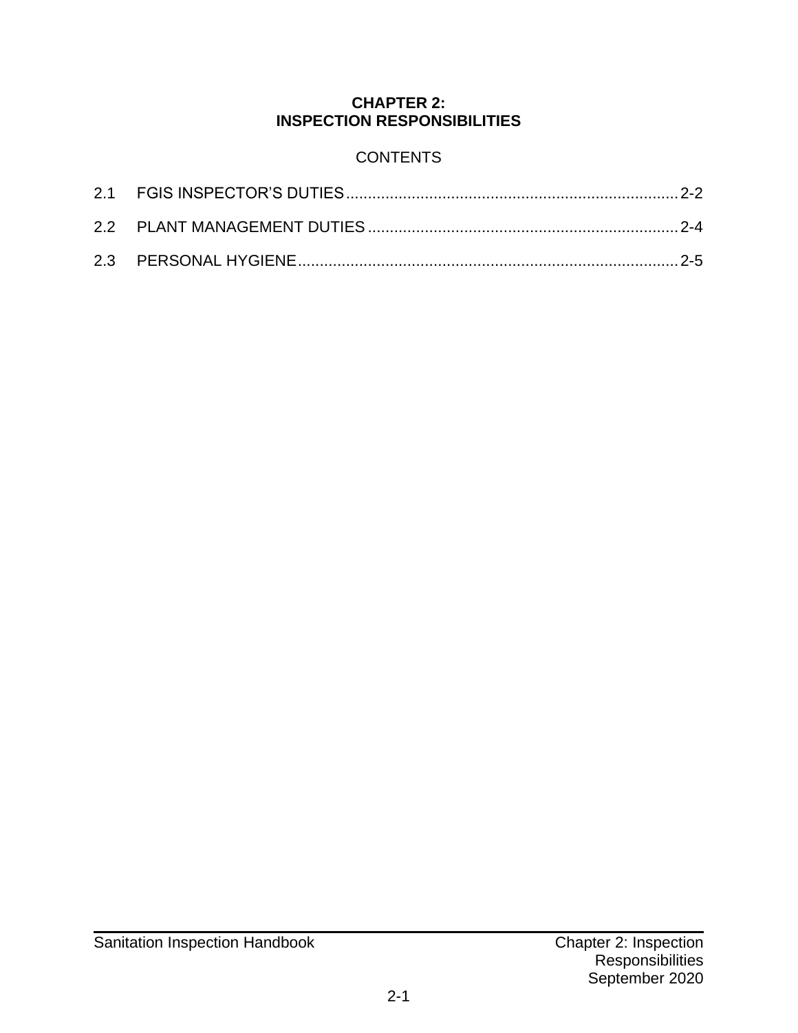# CHAPTER 2: INSPECTION RESPONSIBILITIES

CONTENTS

2.1 FGIS INSPECTOR'S DUTIES ........................................................................... 2-2

2.2 PLANT MANAGEMENT DUTIES ...................................................................... 2-4

2.3 PERSONAL HYGIENE ...................................................................................... 2-5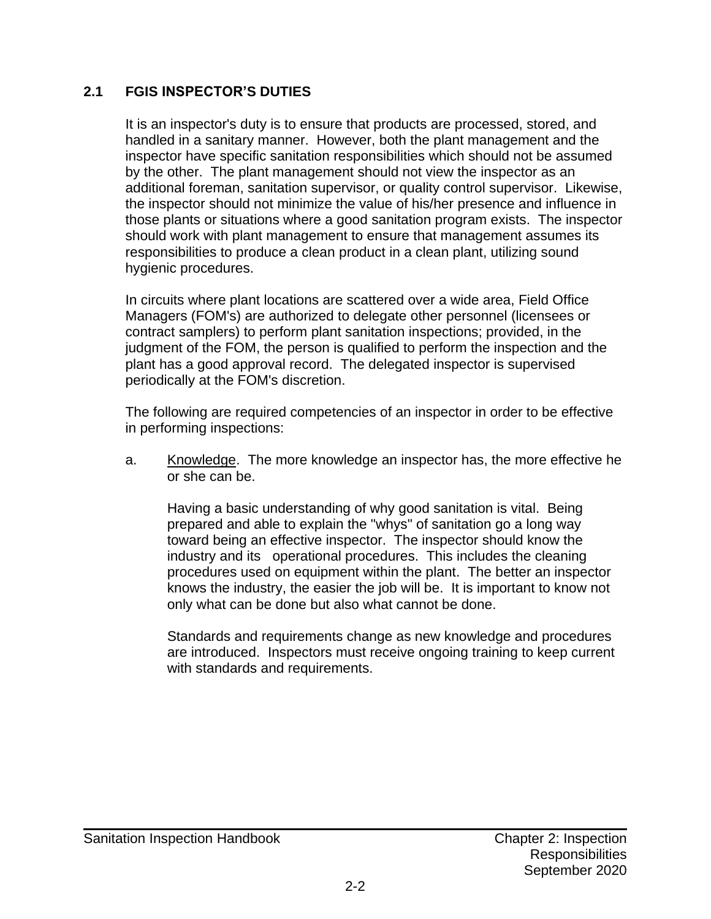## 2.1 FGIS INSPECTOR'S DUTIES

It is an inspector's duty is to ensure that products are processed, stored, and handled in a sanitary manner. However, both the plant management and the inspector have specific sanitation responsibilities which should not be assumed by the other. The plant management should not view the inspector as an additional foreman, sanitation supervisor, or quality control supervisor. Likewise, the inspector should not minimize the value of his/her presence and influence in those plants or situations where a good sanitation program exists. The inspector should work with plant management to ensure that management assumes its responsibilities to produce a clean product in a clean plant, utilizing sound hygienic procedures.

In circuits where plant locations are scattered over a wide area, Field Office Managers (FOM's) are authorized to delegate other personnel (licensees or contract samplers) to perform plant sanitation inspections; provided, in the judgment of the FOM, the person is qualified to perform the inspection and the plant has a good approval record. The delegated inspector is supervised periodically at the FOM's discretion.

The following are required competencies of an inspector in order to be effective in performing inspections:

a. Knowledge. The more knowledge an inspector has, the more effective he or she can be.

   Having a basic understanding of why good sanitation is vital. Being prepared and able to explain the "whys" of sanitation go a long way toward being an effective inspector. The inspector should know the industry and its operational procedures. This includes the cleaning procedures used on equipment within the plant. The better an inspector knows the industry, the easier the job will be. It is important to know not only what can be done but also what cannot be done.

   Standards and requirements change as new knowledge and procedures are introduced. Inspectors must receive ongoing training to keep current with standards and requirements.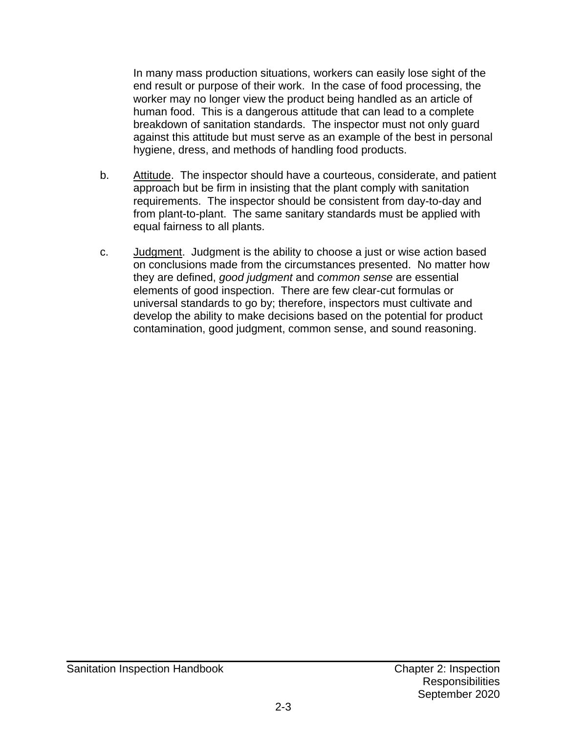In many mass production situations, workers can easily lose sight of the end result or purpose of their work. In the case of food processing, the worker may no longer view the product being handled as an article of human food. This is a dangerous attitude that can lead to a complete breakdown of sanitation standards. The inspector must not only guard against this attitude but must serve as an example of the best in personal hygiene, dress, and methods of handling food products.

b. Attitude. The inspector should have a courteous, considerate, and patient approach but be firm in insisting that the plant comply with sanitation requirements. The inspector should be consistent from day-to-day and from plant-to-plant. The same sanitary standards must be applied with equal fairness to all plants.

c. Judgment. Judgment is the ability to choose a just or wise action based on conclusions made from the circumstances presented. No matter how they are defined, *good judgment* and *common sense* are essential elements of good inspection. There are few clear-cut formulas or universal standards to go by; therefore, inspectors must cultivate and develop the ability to make decisions based on the potential for product contamination, good judgment, common sense, and sound reasoning.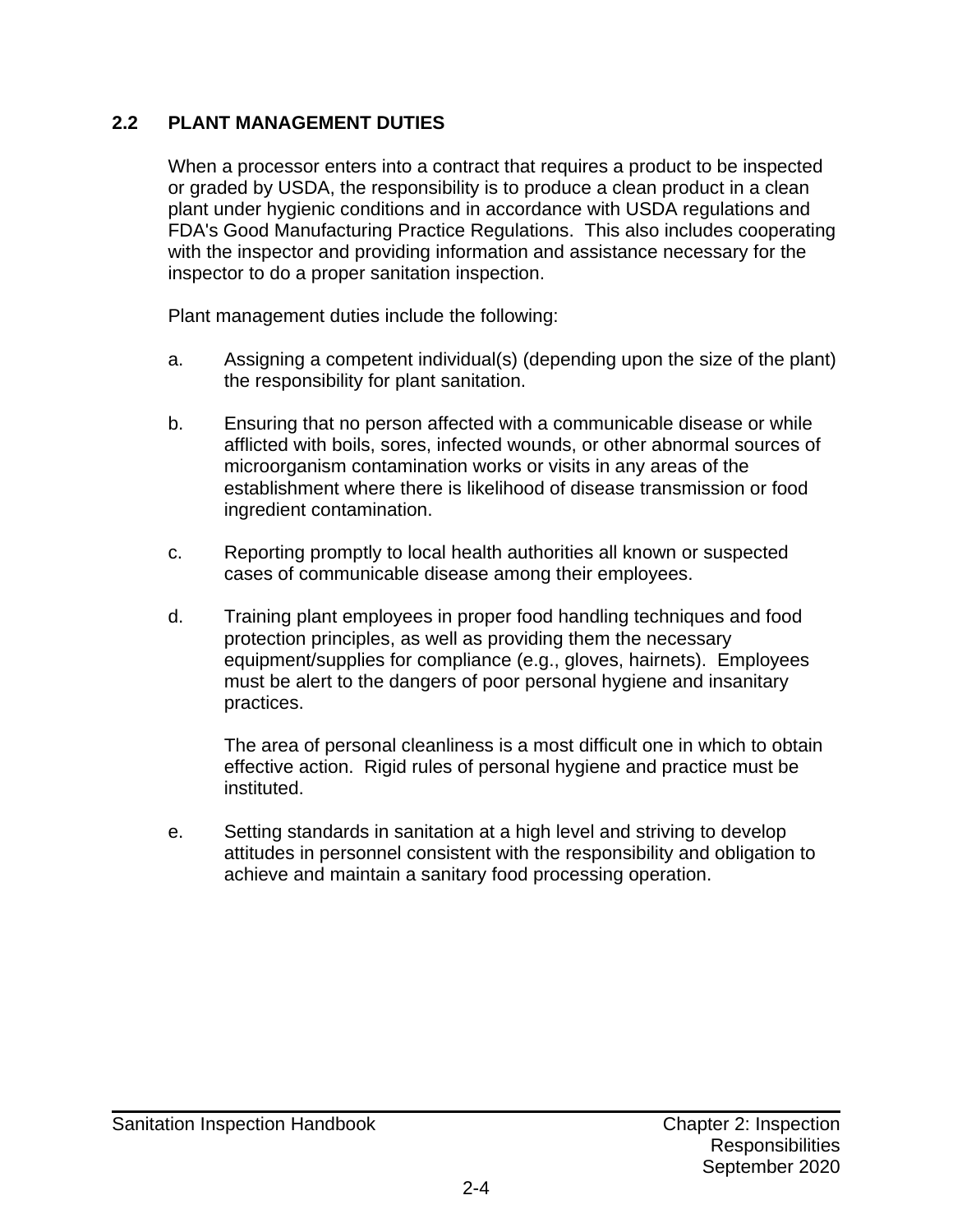## 2.2 PLANT MANAGEMENT DUTIES

When a processor enters into a contract that requires a product to be inspected or graded by USDA, the responsibility is to produce a clean product in a clean plant under hygienic conditions and in accordance with USDA regulations and FDA's Good Manufacturing Practice Regulations. This also includes cooperating with the inspector and providing information and assistance necessary for the inspector to do a proper sanitation inspection.

Plant management duties include the following:

a. Assigning a competent individual(s) (depending upon the size of the plant) the responsibility for plant sanitation.

b. Ensuring that no person affected with a communicable disease or while afflicted with boils, sores, infected wounds, or other abnormal sources of microorganism contamination works or visits in any areas of the establishment where there is likelihood of disease transmission or food ingredient contamination.

c. Reporting promptly to local health authorities all known or suspected cases of communicable disease among their employees.

d. Training plant employees in proper food handling techniques and food protection principles, as well as providing them the necessary equipment/supplies for compliance (e.g., gloves, hairnets). Employees must be alert to the dangers of poor personal hygiene and insanitary practices.

   The area of personal cleanliness is a most difficult one in which to obtain effective action. Rigid rules of personal hygiene and practice must be instituted.

e. Setting standards in sanitation at a high level and striving to develop attitudes in personnel consistent with the responsibility and obligation to achieve and maintain a sanitary food processing operation.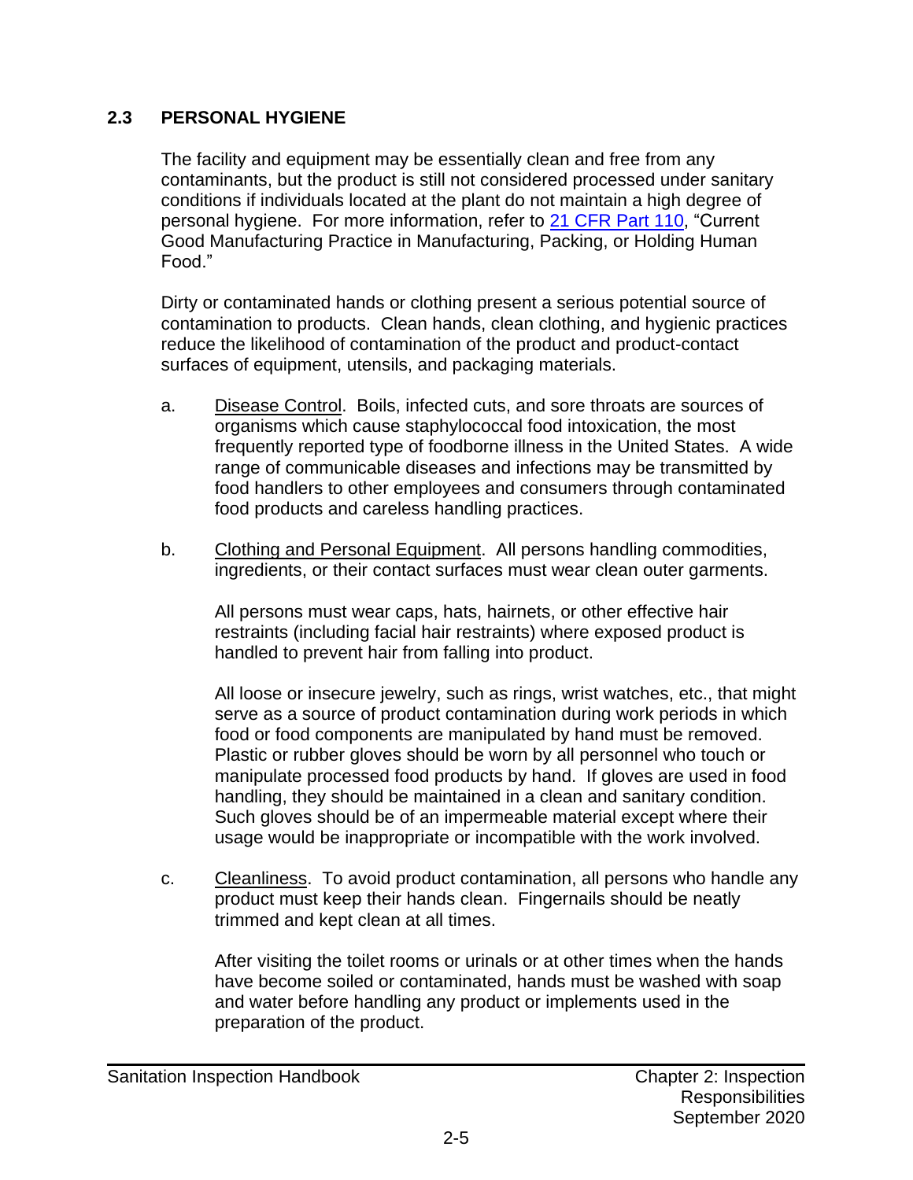## 2.3 PERSONAL HYGIENE

The facility and equipment may be essentially clean and free from any contaminants, but the product is still not considered processed under sanitary conditions if individuals located at the plant do not maintain a high degree of personal hygiene. For more information, refer to 21 CFR Part 110, "Current Good Manufacturing Practice in Manufacturing, Packing, or Holding Human Food."

Dirty or contaminated hands or clothing present a serious potential source of contamination to products. Clean hands, clean clothing, and hygienic practices reduce the likelihood of contamination of the product and product-contact surfaces of equipment, utensils, and packaging materials.

a. Disease Control. Boils, infected cuts, and sore throats are sources of organisms which cause staphylococcal food intoxication, the most frequently reported type of foodborne illness in the United States. A wide range of communicable diseases and infections may be transmitted by food handlers to other employees and consumers through contaminated food products and careless handling practices.

b. Clothing and Personal Equipment. All persons handling commodities, ingredients, or their contact surfaces must wear clean outer garments.

   All persons must wear caps, hats, hairnets, or other effective hair restraints (including facial hair restraints) where exposed product is handled to prevent hair from falling into product.

   All loose or insecure jewelry, such as rings, wrist watches, etc., that might serve as a source of product contamination during work periods in which food or food components are manipulated by hand must be removed. Plastic or rubber gloves should be worn by all personnel who touch or manipulate processed food products by hand. If gloves are used in food handling, they should be maintained in a clean and sanitary condition. Such gloves should be of an impermeable material except where their usage would be inappropriate or incompatible with the work involved.

c. Cleanliness. To avoid product contamination, all persons who handle any product must keep their hands clean. Fingernails should be neatly trimmed and kept clean at all times.

   After visiting the toilet rooms or urinals or at other times when the hands have become soiled or contaminated, hands must be washed with soap and water before handling any product or implements used in the preparation of the product.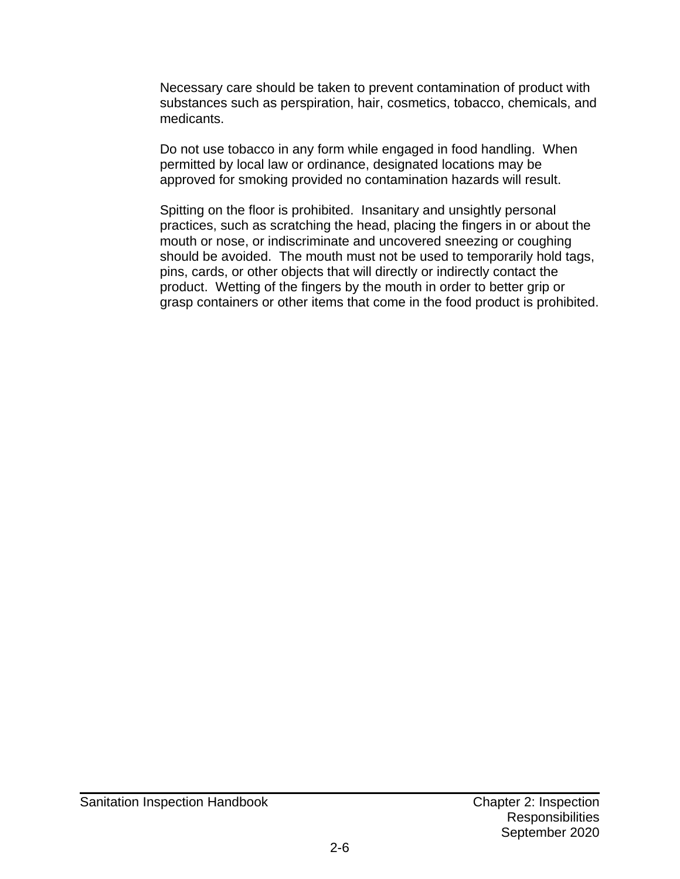Necessary care should be taken to prevent contamination of product with substances such as perspiration, hair, cosmetics, tobacco, chemicals, and medicants.

Do not use tobacco in any form while engaged in food handling. When permitted by local law or ordinance, designated locations may be approved for smoking provided no contamination hazards will result.

Spitting on the floor is prohibited. Insanitary and unsightly personal practices, such as scratching the head, placing the fingers in or about the mouth or nose, or indiscriminate and uncovered sneezing or coughing should be avoided. The mouth must not be used to temporarily hold tags, pins, cards, or other objects that will directly or indirectly contact the product. Wetting of the fingers by the mouth in order to better grip or grasp containers or other items that come in the food product is prohibited.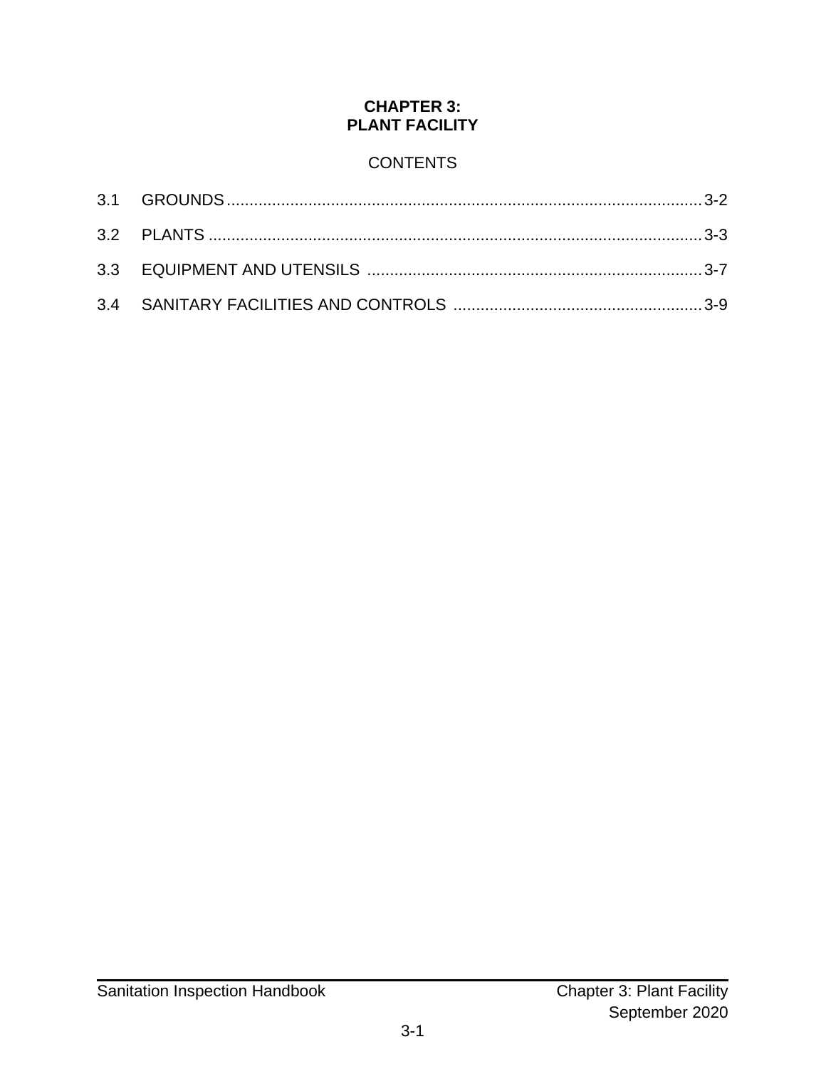# CHAPTER 3: PLANT FACILITY

## CONTENTS

3.1 GROUNDS ........................................................................................................ 3-2

3.2 PLANTS ........................................................................................................... 3-3

3.3 EQUIPMENT AND UTENSILS ........................................................................ 3-7

3.4 SANITARY FACILITIES AND CONTROLS ..................................................... 3-9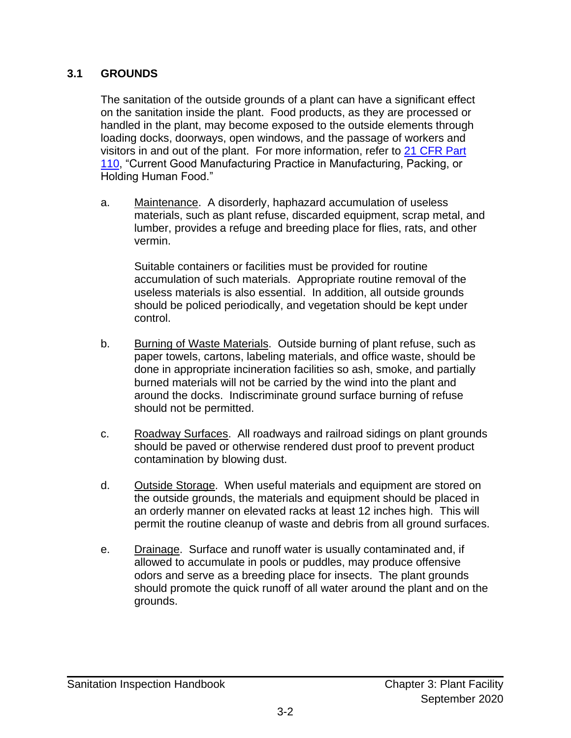## 3.1 GROUNDS

The sanitation of the outside grounds of a plant can have a significant effect on the sanitation inside the plant. Food products, as they are processed or handled in the plant, may become exposed to the outside elements through loading docks, doorways, open windows, and the passage of workers and visitors in and out of the plant. For more information, refer to 21 CFR Part 110, "Current Good Manufacturing Practice in Manufacturing, Packing, or Holding Human Food."

a. Maintenance. A disorderly, haphazard accumulation of useless materials, such as plant refuse, discarded equipment, scrap metal, and lumber, provides a refuge and breeding place for flies, rats, and other vermin.

   Suitable containers or facilities must be provided for routine accumulation of such materials. Appropriate routine removal of the useless materials is also essential. In addition, all outside grounds should be policed periodically, and vegetation should be kept under control.

b. Burning of Waste Materials. Outside burning of plant refuse, such as paper towels, cartons, labeling materials, and office waste, should be done in appropriate incineration facilities so ash, smoke, and partially burned materials will not be carried by the wind into the plant and around the docks. Indiscriminate ground surface burning of refuse should not be permitted.

c. Roadway Surfaces. All roadways and railroad sidings on plant grounds should be paved or otherwise rendered dust proof to prevent product contamination by blowing dust.

d. Outside Storage. When useful materials and equipment are stored on the outside grounds, the materials and equipment should be placed in an orderly manner on elevated racks at least 12 inches high. This will permit the routine cleanup of waste and debris from all ground surfaces.

e. Drainage. Surface and runoff water is usually contaminated and, if allowed to accumulate in pools or puddles, may produce offensive odors and serve as a breeding place for insects. The plant grounds should promote the quick runoff of all water around the plant and on the grounds.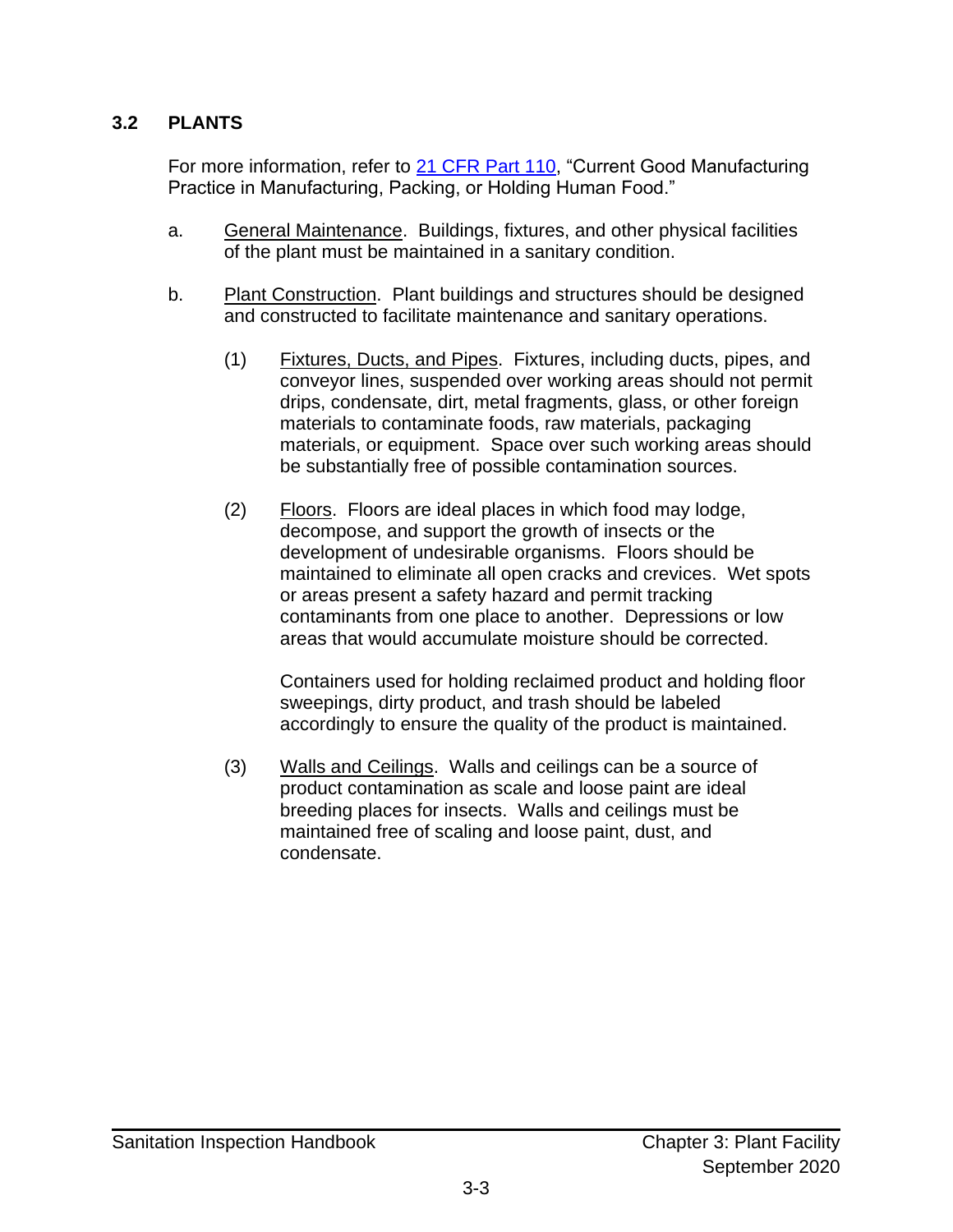## 3.2 PLANTS

For more information, refer to [21 CFR Part 110](), "Current Good Manufacturing Practice in Manufacturing, Packing, or Holding Human Food."

a. General Maintenance. Buildings, fixtures, and other physical facilities of the plant must be maintained in a sanitary condition.

b. Plant Construction. Plant buildings and structures should be designed and constructed to facilitate maintenance and sanitary operations.

   (1) Fixtures, Ducts, and Pipes. Fixtures, including ducts, pipes, and conveyor lines, suspended over working areas should not permit drips, condensate, dirt, metal fragments, glass, or other foreign materials to contaminate foods, raw materials, packaging materials, or equipment. Space over such working areas should be substantially free of possible contamination sources.

   (2) Floors. Floors are ideal places in which food may lodge, decompose, and support the growth of insects or the development of undesirable organisms. Floors should be maintained to eliminate all open cracks and crevices. Wet spots or areas present a safety hazard and permit tracking contaminants from one place to another. Depressions or low areas that would accumulate moisture should be corrected.

   Containers used for holding reclaimed product and holding floor sweepings, dirty product, and trash should be labeled accordingly to ensure the quality of the product is maintained.

   (3) Walls and Ceilings. Walls and ceilings can be a source of product contamination as scale and loose paint are ideal breeding places for insects. Walls and ceilings must be maintained free of scaling and loose paint, dust, and condensate.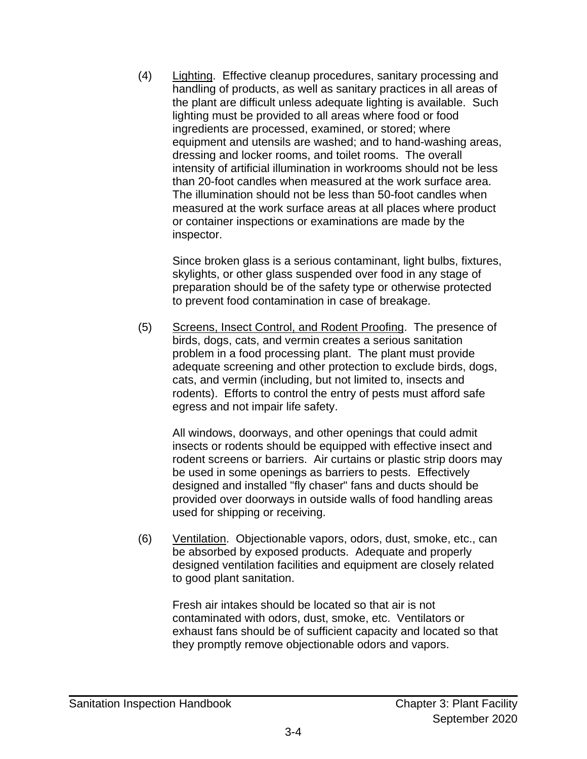(4) Lighting. Effective cleanup procedures, sanitary processing and handling of products, as well as sanitary practices in all areas of the plant are difficult unless adequate lighting is available. Such lighting must be provided to all areas where food or food ingredients are processed, examined, or stored; where equipment and utensils are washed; and to hand-washing areas, dressing and locker rooms, and toilet rooms. The overall intensity of artificial illumination in workrooms should not be less than 20-foot candles when measured at the work surface area. The illumination should not be less than 50-foot candles when measured at the work surface areas at all places where product or container inspections or examinations are made by the inspector.

Since broken glass is a serious contaminant, light bulbs, fixtures, skylights, or other glass suspended over food in any stage of preparation should be of the safety type or otherwise protected to prevent food contamination in case of breakage.

(5) Screens, Insect Control, and Rodent Proofing. The presence of birds, dogs, cats, and vermin creates a serious sanitation problem in a food processing plant. The plant must provide adequate screening and other protection to exclude birds, dogs, cats, and vermin (including, but not limited to, insects and rodents). Efforts to control the entry of pests must afford safe egress and not impair life safety.

All windows, doorways, and other openings that could admit insects or rodents should be equipped with effective insect and rodent screens or barriers. Air curtains or plastic strip doors may be used in some openings as barriers to pests. Effectively designed and installed "fly chaser" fans and ducts should be provided over doorways in outside walls of food handling areas used for shipping or receiving.

(6) Ventilation. Objectionable vapors, odors, dust, smoke, etc., can be absorbed by exposed products. Adequate and properly designed ventilation facilities and equipment are closely related to good plant sanitation.

Fresh air intakes should be located so that air is not contaminated with odors, dust, smoke, etc. Ventilators or exhaust fans should be of sufficient capacity and located so that they promptly remove objectionable odors and vapors.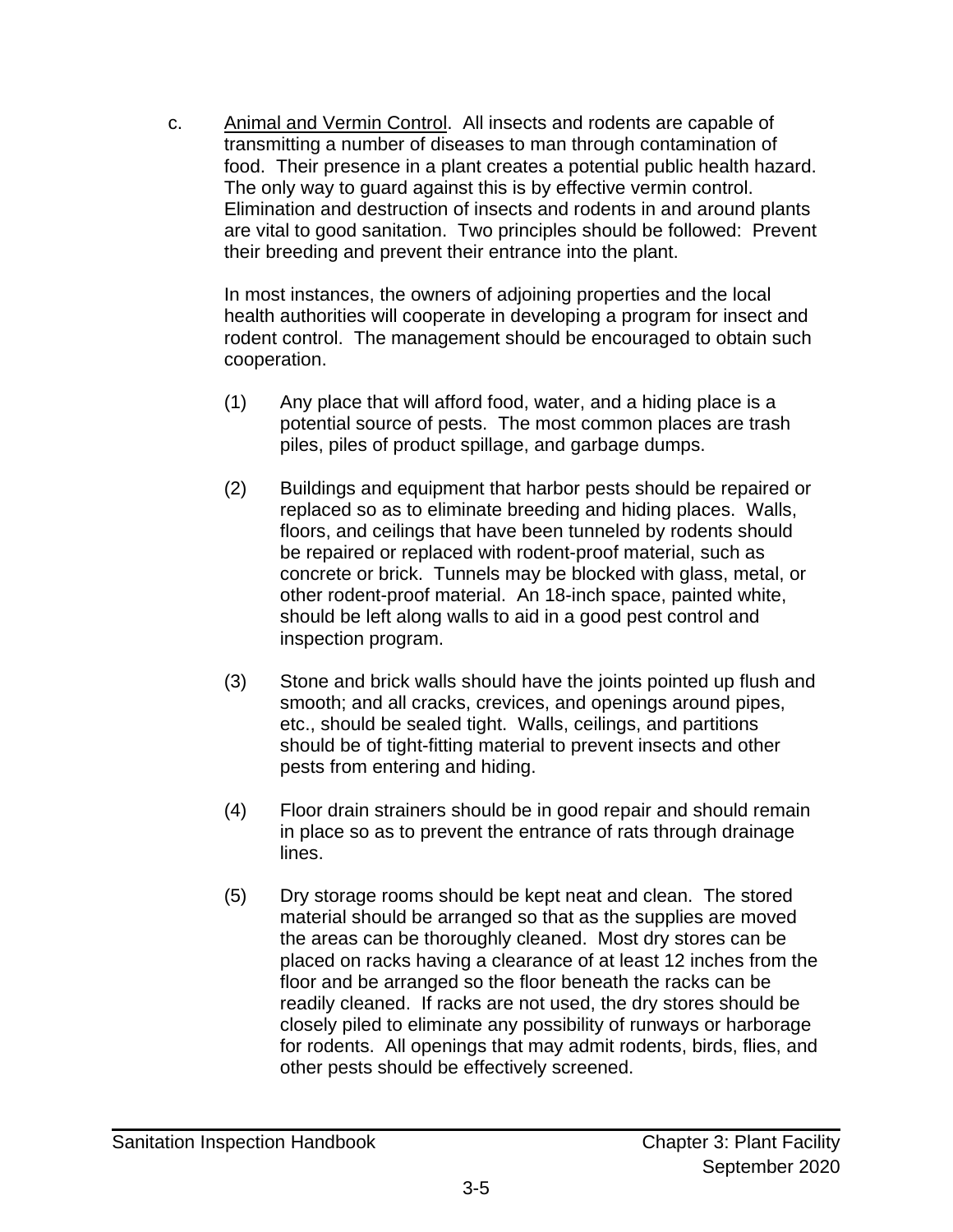c. Animal and Vermin Control. All insects and rodents are capable of transmitting a number of diseases to man through contamination of food. Their presence in a plant creates a potential public health hazard. The only way to guard against this is by effective vermin control. Elimination and destruction of insects and rodents in and around plants are vital to good sanitation. Two principles should be followed: Prevent their breeding and prevent their entrance into the plant.

In most instances, the owners of adjoining properties and the local health authorities will cooperate in developing a program for insect and rodent control. The management should be encouraged to obtain such cooperation.

(1) Any place that will afford food, water, and a hiding place is a potential source of pests. The most common places are trash piles, piles of product spillage, and garbage dumps.

(2) Buildings and equipment that harbor pests should be repaired or replaced so as to eliminate breeding and hiding places. Walls, floors, and ceilings that have been tunneled by rodents should be repaired or replaced with rodent-proof material, such as concrete or brick. Tunnels may be blocked with glass, metal, or other rodent-proof material. An 18-inch space, painted white, should be left along walls to aid in a good pest control and inspection program.

(3) Stone and brick walls should have the joints pointed up flush and smooth; and all cracks, crevices, and openings around pipes, etc., should be sealed tight. Walls, ceilings, and partitions should be of tight-fitting material to prevent insects and other pests from entering and hiding.

(4) Floor drain strainers should be in good repair and should remain in place so as to prevent the entrance of rats through drainage lines.

(5) Dry storage rooms should be kept neat and clean. The stored material should be arranged so that as the supplies are moved the areas can be thoroughly cleaned. Most dry stores can be placed on racks having a clearance of at least 12 inches from the floor and be arranged so the floor beneath the racks can be readily cleaned. If racks are not used, the dry stores should be closely piled to eliminate any possibility of runways or harborage for rodents. All openings that may admit rodents, birds, flies, and other pests should be effectively screened.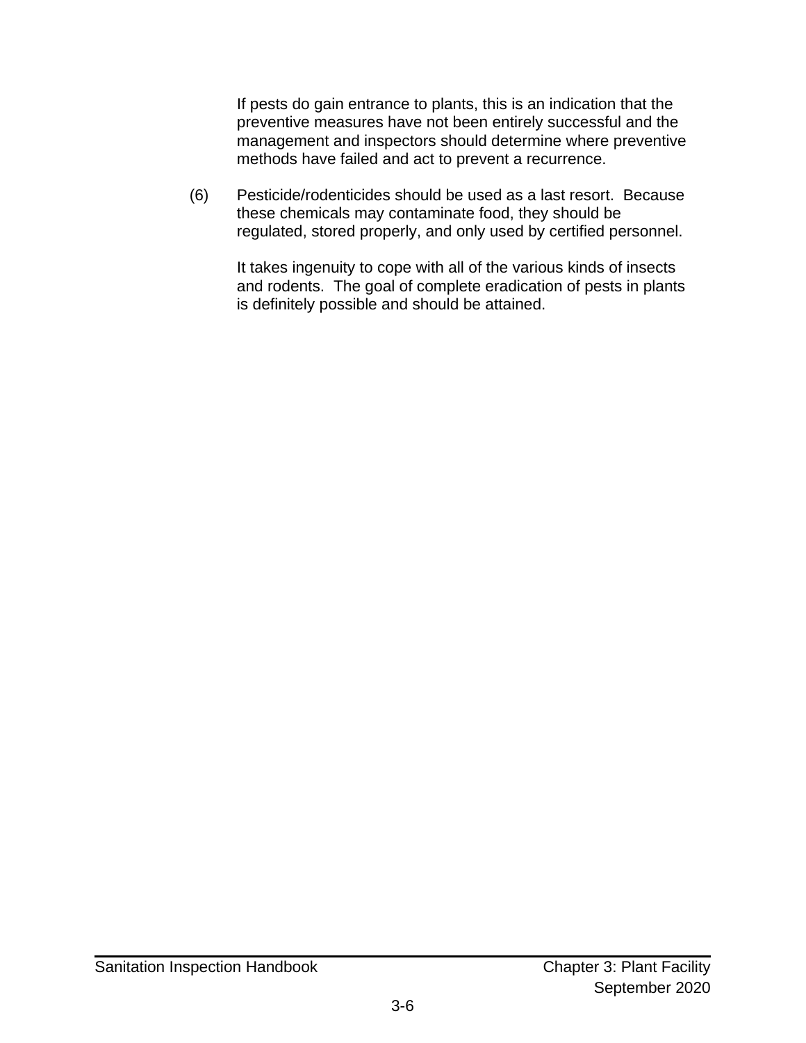If pests do gain entrance to plants, this is an indication that the preventive measures have not been entirely successful and the management and inspectors should determine where preventive methods have failed and act to prevent a recurrence.

(6) Pesticide/rodenticides should be used as a last resort. Because these chemicals may contaminate food, they should be regulated, stored properly, and only used by certified personnel.

It takes ingenuity to cope with all of the various kinds of insects and rodents. The goal of complete eradication of pests in plants is definitely possible and should be attained.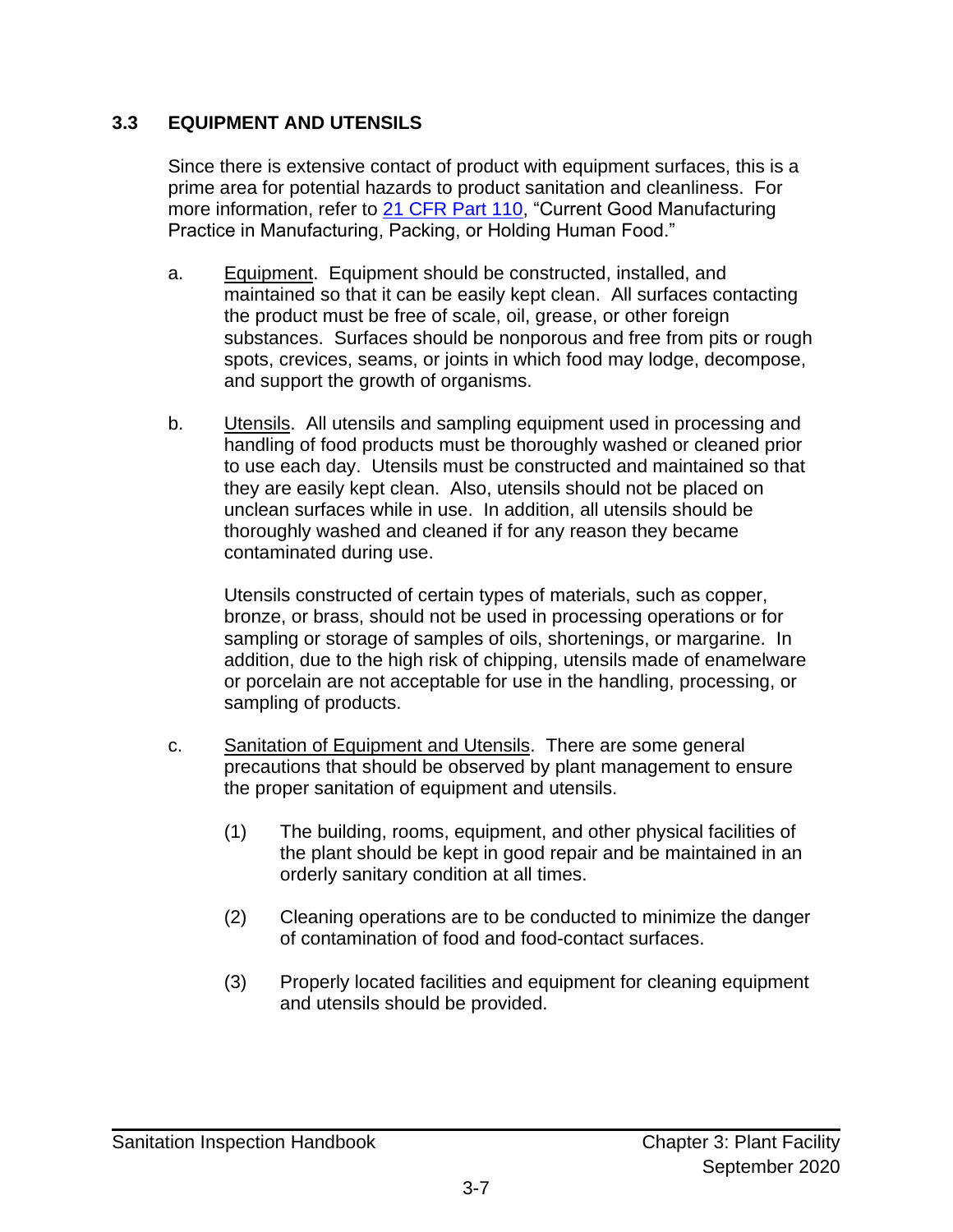## 3.3 EQUIPMENT AND UTENSILS

Since there is extensive contact of product with equipment surfaces, this is a prime area for potential hazards to product sanitation and cleanliness. For more information, refer to [21 CFR Part 110](), "Current Good Manufacturing Practice in Manufacturing, Packing, or Holding Human Food."

a. Equipment. Equipment should be constructed, installed, and maintained so that it can be easily kept clean. All surfaces contacting the product must be free of scale, oil, grease, or other foreign substances. Surfaces should be nonporous and free from pits or rough spots, crevices, seams, or joints in which food may lodge, decompose, and support the growth of organisms.

b. Utensils. All utensils and sampling equipment used in processing and handling of food products must be thoroughly washed or cleaned prior to use each day. Utensils must be constructed and maintained so that they are easily kept clean. Also, utensils should not be placed on unclean surfaces while in use. In addition, all utensils should be thoroughly washed and cleaned if for any reason they became contaminated during use.

   Utensils constructed of certain types of materials, such as copper, bronze, or brass, should not be used in processing operations or for sampling or storage of samples of oils, shortenings, or margarine. In addition, due to the high risk of chipping, utensils made of enamelware or porcelain are not acceptable for use in the handling, processing, or sampling of products.

c. Sanitation of Equipment and Utensils. There are some general precautions that should be observed by plant management to ensure the proper sanitation of equipment and utensils.

   (1) The building, rooms, equipment, and other physical facilities of the plant should be kept in good repair and be maintained in an orderly sanitary condition at all times.

   (2) Cleaning operations are to be conducted to minimize the danger of contamination of food and food-contact surfaces.

   (3) Properly located facilities and equipment for cleaning equipment and utensils should be provided.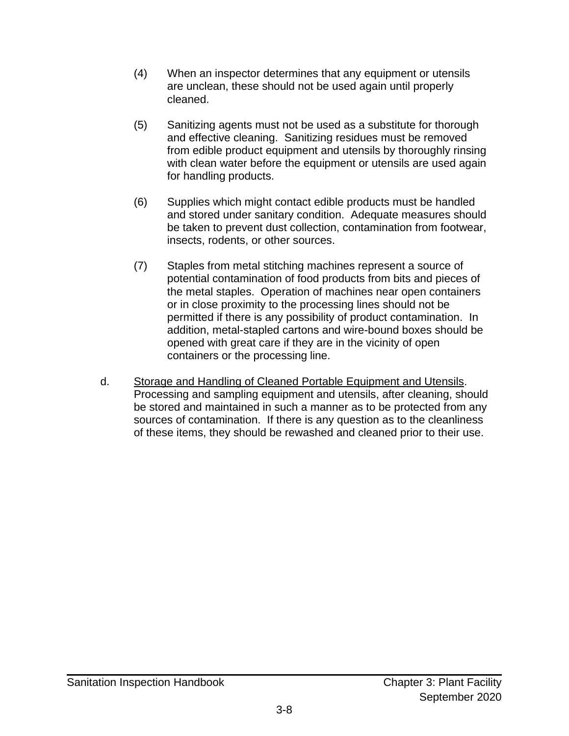(4) When an inspector determines that any equipment or utensils are unclean, these should not be used again until properly cleaned.

(5) Sanitizing agents must not be used as a substitute for thorough and effective cleaning. Sanitizing residues must be removed from edible product equipment and utensils by thoroughly rinsing with clean water before the equipment or utensils are used again for handling products.

(6) Supplies which might contact edible products must be handled and stored under sanitary condition. Adequate measures should be taken to prevent dust collection, contamination from footwear, insects, rodents, or other sources.

(7) Staples from metal stitching machines represent a source of potential contamination of food products from bits and pieces of the metal staples. Operation of machines near open containers or in close proximity to the processing lines should not be permitted if there is any possibility of product contamination. In addition, metal-stapled cartons and wire-bound boxes should be opened with great care if they are in the vicinity of open containers or the processing line.

d. <u>Storage and Handling of Cleaned Portable Equipment and Utensils</u>. Processing and sampling equipment and utensils, after cleaning, should be stored and maintained in such a manner as to be protected from any sources of contamination. If there is any question as to the cleanliness of these items, they should be rewashed and cleaned prior to their use.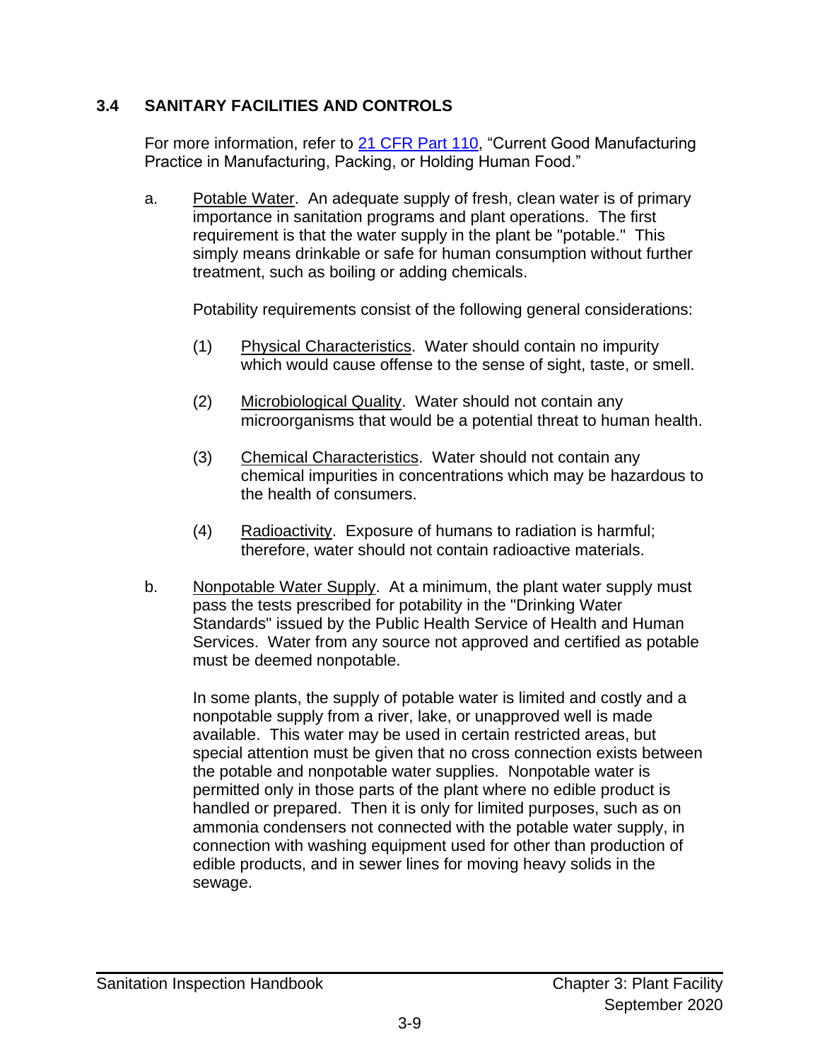## 3.4 SANITARY FACILITIES AND CONTROLS

For more information, refer to [21 CFR Part 110](), "Current Good Manufacturing Practice in Manufacturing, Packing, or Holding Human Food."

a. Potable Water. An adequate supply of fresh, clean water is of primary importance in sanitation programs and plant operations. The first requirement is that the water supply in the plant be "potable." This simply means drinkable or safe for human consumption without further treatment, such as boiling or adding chemicals.

   Potability requirements consist of the following general considerations:

   (1) Physical Characteristics. Water should contain no impurity which would cause offense to the sense of sight, taste, or smell.

   (2) Microbiological Quality. Water should not contain any microorganisms that would be a potential threat to human health.

   (3) Chemical Characteristics. Water should not contain any chemical impurities in concentrations which may be hazardous to the health of consumers.

   (4) Radioactivity. Exposure of humans to radiation is harmful; therefore, water should not contain radioactive materials.

b. Nonpotable Water Supply. At a minimum, the plant water supply must pass the tests prescribed for potability in the "Drinking Water Standards" issued by the Public Health Service of Health and Human Services. Water from any source not approved and certified as potable must be deemed nonpotable.

   In some plants, the supply of potable water is limited and costly and a nonpotable supply from a river, lake, or unapproved well is made available. This water may be used in certain restricted areas, but special attention must be given that no cross connection exists between the potable and nonpotable water supplies. Nonpotable water is permitted only in those parts of the plant where no edible product is handled or prepared. Then it is only for limited purposes, such as on ammonia condensers not connected with the potable water supply, in connection with washing equipment used for other than production of edible products, and in sewer lines for moving heavy solids in the sewage.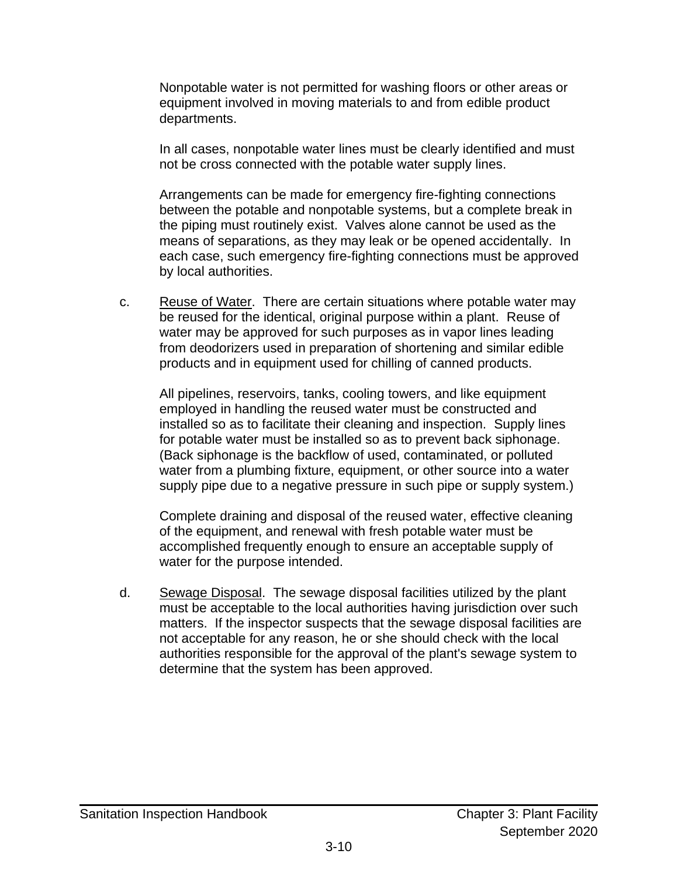Nonpotable water is not permitted for washing floors or other areas or equipment involved in moving materials to and from edible product departments.

In all cases, nonpotable water lines must be clearly identified and must not be cross connected with the potable water supply lines.

Arrangements can be made for emergency fire-fighting connections between the potable and nonpotable systems, but a complete break in the piping must routinely exist. Valves alone cannot be used as the means of separations, as they may leak or be opened accidentally. In each case, such emergency fire-fighting connections must be approved by local authorities.

c. Reuse of Water. There are certain situations where potable water may be reused for the identical, original purpose within a plant. Reuse of water may be approved for such purposes as in vapor lines leading from deodorizers used in preparation of shortening and similar edible products and in equipment used for chilling of canned products.

   All pipelines, reservoirs, tanks, cooling towers, and like equipment employed in handling the reused water must be constructed and installed so as to facilitate their cleaning and inspection. Supply lines for potable water must be installed so as to prevent back siphonage. (Back siphonage is the backflow of used, contaminated, or polluted water from a plumbing fixture, equipment, or other source into a water supply pipe due to a negative pressure in such pipe or supply system.)

   Complete draining and disposal of the reused water, effective cleaning of the equipment, and renewal with fresh potable water must be accomplished frequently enough to ensure an acceptable supply of water for the purpose intended.

d. Sewage Disposal. The sewage disposal facilities utilized by the plant must be acceptable to the local authorities having jurisdiction over such matters. If the inspector suspects that the sewage disposal facilities are not acceptable for any reason, he or she should check with the local authorities responsible for the approval of the plant's sewage system to determine that the system has been approved.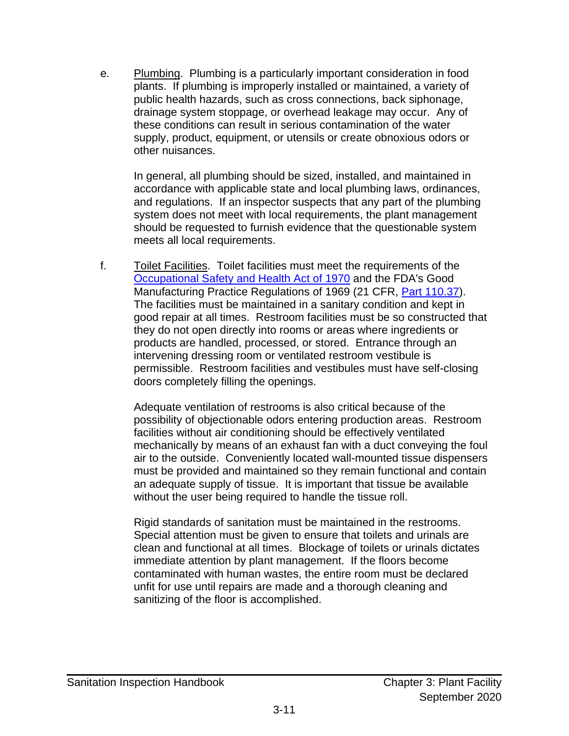e. Plumbing. Plumbing is a particularly important consideration in food plants. If plumbing is improperly installed or maintained, a variety of public health hazards, such as cross connections, back siphonage, drainage system stoppage, or overhead leakage may occur. Any of these conditions can result in serious contamination of the water supply, product, equipment, or utensils or create obnoxious odors or other nuisances.

   In general, all plumbing should be sized, installed, and maintained in accordance with applicable state and local plumbing laws, ordinances, and regulations. If an inspector suspects that any part of the plumbing system does not meet with local requirements, the plant management should be requested to furnish evidence that the questionable system meets all local requirements.

f. Toilet Facilities. Toilet facilities must meet the requirements of the Occupational Safety and Health Act of 1970 and the FDA's Good Manufacturing Practice Regulations of 1969 (21 CFR, Part 110.37). The facilities must be maintained in a sanitary condition and kept in good repair at all times. Restroom facilities must be so constructed that they do not open directly into rooms or areas where ingredients or products are handled, processed, or stored. Entrance through an intervening dressing room or ventilated restroom vestibule is permissible. Restroom facilities and vestibules must have self-closing doors completely filling the openings.

   Adequate ventilation of restrooms is also critical because of the possibility of objectionable odors entering production areas. Restroom facilities without air conditioning should be effectively ventilated mechanically by means of an exhaust fan with a duct conveying the foul air to the outside. Conveniently located wall-mounted tissue dispensers must be provided and maintained so they remain functional and contain an adequate supply of tissue. It is important that tissue be available without the user being required to handle the tissue roll.

   Rigid standards of sanitation must be maintained in the restrooms. Special attention must be given to ensure that toilets and urinals are clean and functional at all times. Blockage of toilets or urinals dictates immediate attention by plant management. If the floors become contaminated with human wastes, the entire room must be declared unfit for use until repairs are made and a thorough cleaning and sanitizing of the floor is accomplished.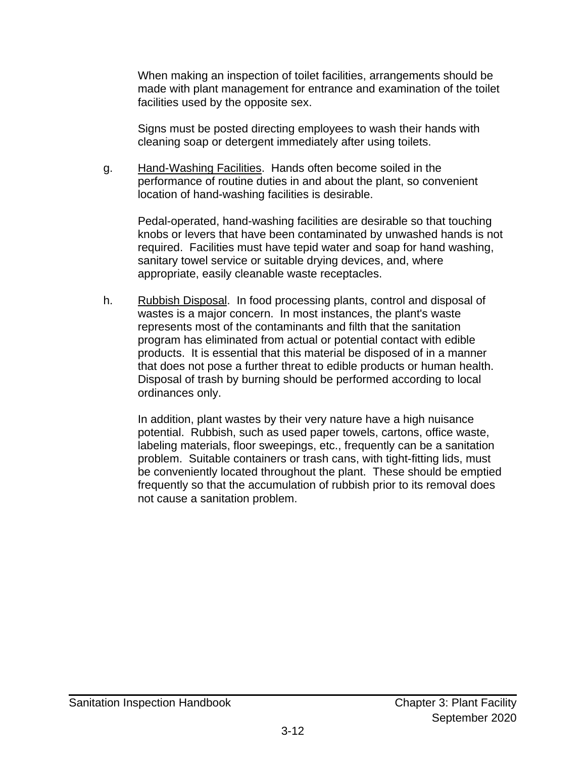When making an inspection of toilet facilities, arrangements should be made with plant management for entrance and examination of the toilet facilities used by the opposite sex.

Signs must be posted directing employees to wash their hands with cleaning soap or detergent immediately after using toilets.

g. Hand-Washing Facilities. Hands often become soiled in the performance of routine duties in and about the plant, so convenient location of hand-washing facilities is desirable.

Pedal-operated, hand-washing facilities are desirable so that touching knobs or levers that have been contaminated by unwashed hands is not required. Facilities must have tepid water and soap for hand washing, sanitary towel service or suitable drying devices, and, where appropriate, easily cleanable waste receptacles.

h. Rubbish Disposal. In food processing plants, control and disposal of wastes is a major concern. In most instances, the plant's waste represents most of the contaminants and filth that the sanitation program has eliminated from actual or potential contact with edible products. It is essential that this material be disposed of in a manner that does not pose a further threat to edible products or human health. Disposal of trash by burning should be performed according to local ordinances only.

In addition, plant wastes by their very nature have a high nuisance potential. Rubbish, such as used paper towels, cartons, office waste, labeling materials, floor sweepings, etc., frequently can be a sanitation problem. Suitable containers or trash cans, with tight-fitting lids, must be conveniently located throughout the plant. These should be emptied frequently so that the accumulation of rubbish prior to its removal does not cause a sanitation problem.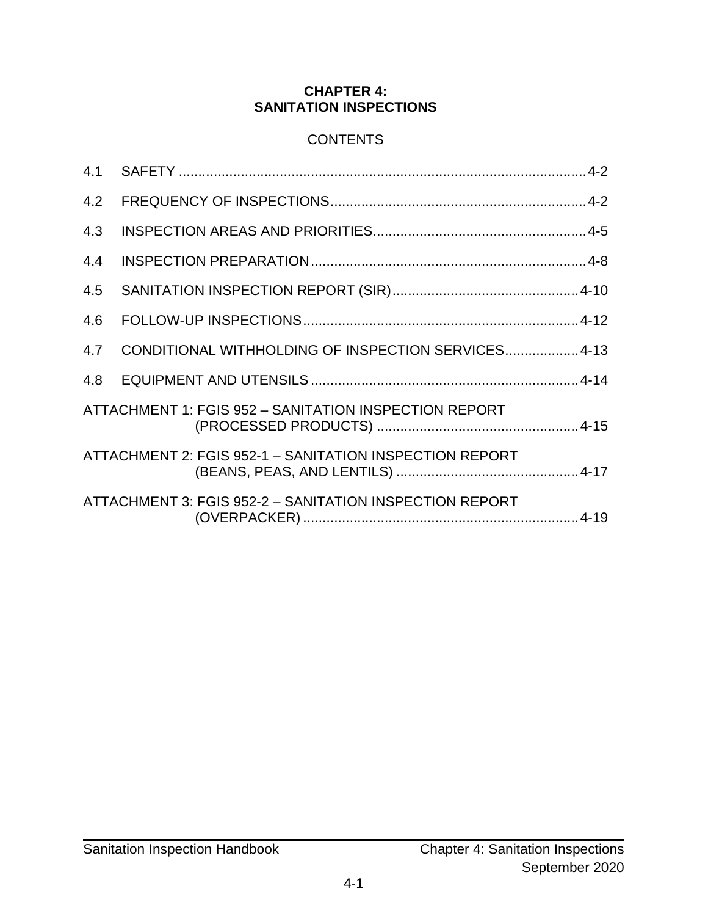# CHAPTER 4: SANITATION INSPECTIONS

## CONTENTS

| | | |
|---|---|---|
| 4.1 | SAFETY | 4-2 |
| 4.2 | FREQUENCY OF INSPECTIONS | 4-2 |
| 4.3 | INSPECTION AREAS AND PRIORITIES | 4-5 |
| 4.4 | INSPECTION PREPARATION | 4-8 |
| 4.5 | SANITATION INSPECTION REPORT (SIR) | 4-10 |
| 4.6 | FOLLOW-UP INSPECTIONS | 4-12 |
| 4.7 | CONDITIONAL WITHHOLDING OF INSPECTION SERVICES | 4-13 |
| 4.8 | EQUIPMENT AND UTENSILS | 4-14 |
| ATTACHMENT 1: | FGIS 952 – SANITATION INSPECTION REPORT (PROCESSED PRODUCTS) | 4-15 |
| ATTACHMENT 2: | FGIS 952-1 – SANITATION INSPECTION REPORT (BEANS, PEAS, AND LENTILS) | 4-17 |
| ATTACHMENT 3: | FGIS 952-2 – SANITATION INSPECTION REPORT (OVERPACKER) | 4-19 |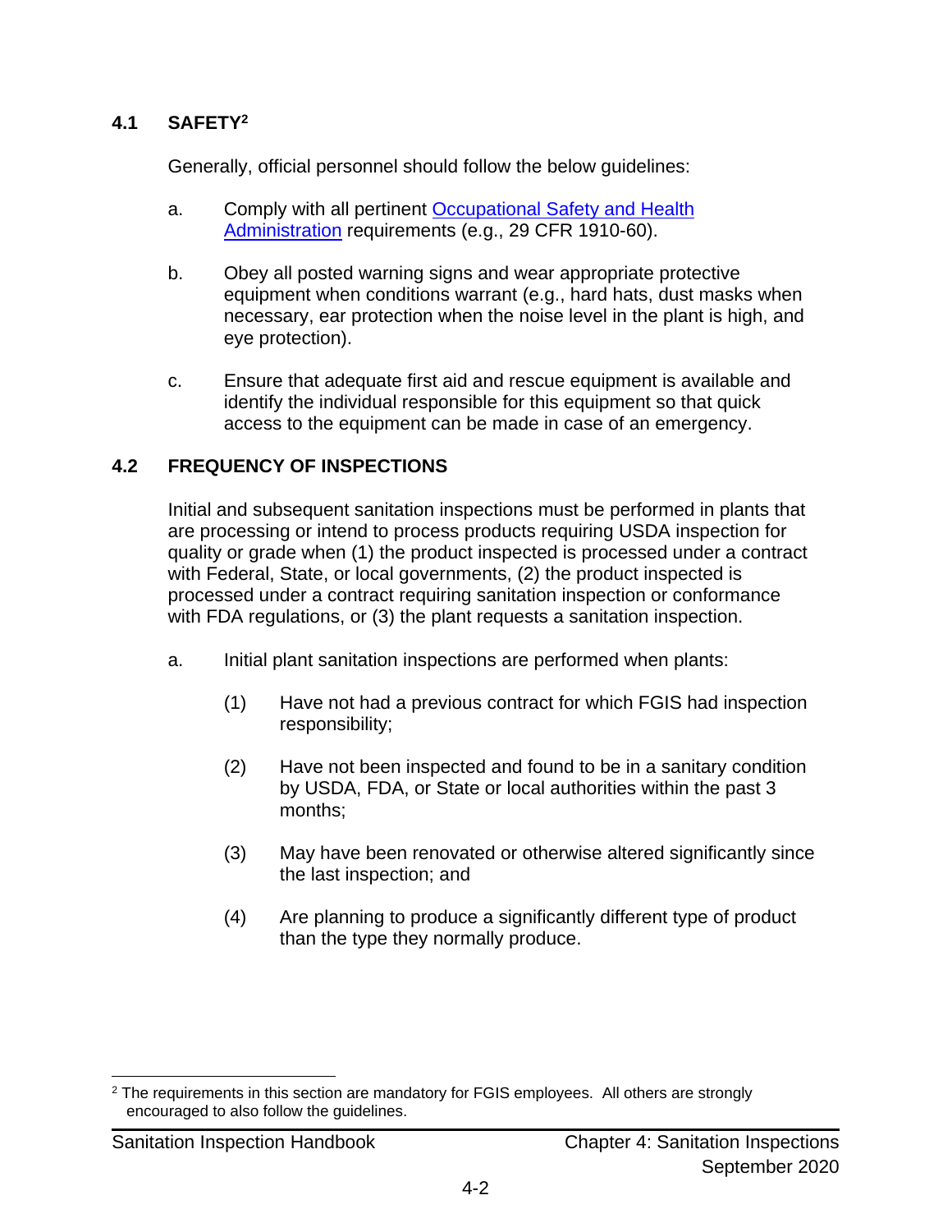## 4.1 SAFETY[2]

Generally, official personnel should follow the below guidelines:

a. Comply with all pertinent Occupational Safety and Health Administration requirements (e.g., 29 CFR 1910-60).

b. Obey all posted warning signs and wear appropriate protective equipment when conditions warrant (e.g., hard hats, dust masks when necessary, ear protection when the noise level in the plant is high, and eye protection).

c. Ensure that adequate first aid and rescue equipment is available and identify the individual responsible for this equipment so that quick access to the equipment can be made in case of an emergency.

## 4.2 FREQUENCY OF INSPECTIONS

Initial and subsequent sanitation inspections must be performed in plants that are processing or intend to process products requiring USDA inspection for quality or grade when (1) the product inspected is processed under a contract with Federal, State, or local governments, (2) the product inspected is processed under a contract requiring sanitation inspection or conformance with FDA regulations, or (3) the plant requests a sanitation inspection.

a. Initial plant sanitation inspections are performed when plants:

    (1) Have not had a previous contract for which FGIS had inspection responsibility;

    (2) Have not been inspected and found to be in a sanitary condition by USDA, FDA, or State or local authorities within the past 3 months;

    (3) May have been renovated or otherwise altered significantly since the last inspection; and

    (4) Are planning to produce a significantly different type of product than the type they normally produce.

---

[2] The requirements in this section are mandatory for FGIS employees. All others are strongly encouraged to also follow the guidelines.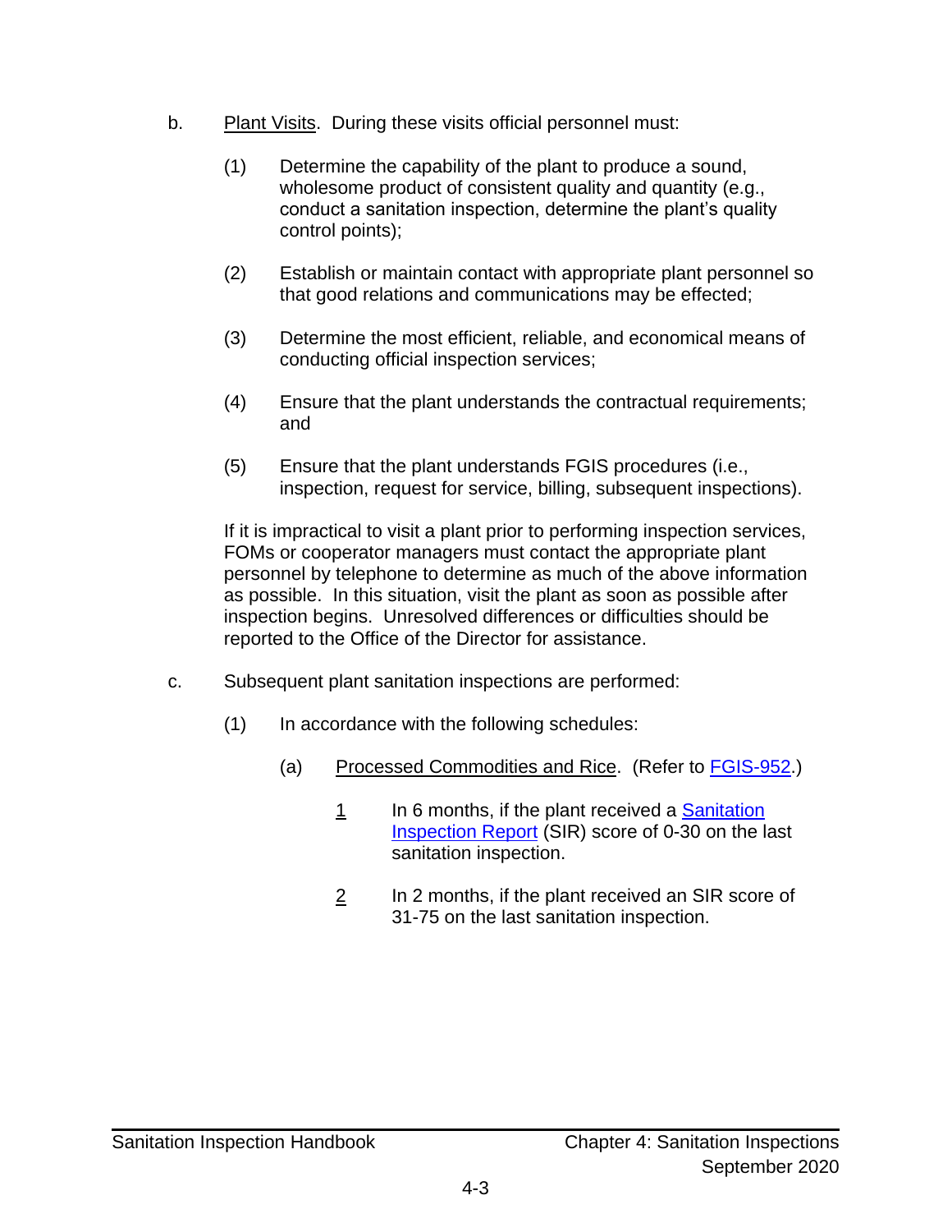b. <u>Plant Visits</u>. During these visits official personnel must:

   (1) Determine the capability of the plant to produce a sound, wholesome product of consistent quality and quantity (e.g., conduct a sanitation inspection, determine the plant's quality control points);

   (2) Establish or maintain contact with appropriate plant personnel so that good relations and communications may be effected;

   (3) Determine the most efficient, reliable, and economical means of conducting official inspection services;

   (4) Ensure that the plant understands the contractual requirements; and

   (5) Ensure that the plant understands FGIS procedures (i.e., inspection, request for service, billing, subsequent inspections).

   If it is impractical to visit a plant prior to performing inspection services, FOMs or cooperator managers must contact the appropriate plant personnel by telephone to determine as much of the above information as possible. In this situation, visit the plant as soon as possible after inspection begins. Unresolved differences or difficulties should be reported to the Office of the Director for assistance.

c. Subsequent plant sanitation inspections are performed:

   (1) In accordance with the following schedules:

      (a) <u>Processed Commodities and Rice</u>. (Refer to [FGIS-952](FGIS-952).)

         <u>1</u> In 6 months, if the plant received a [Sanitation Inspection Report](Sanitation Inspection Report) (SIR) score of 0-30 on the last sanitation inspection.

         <u>2</u> In 2 months, if the plant received an SIR score of 31-75 on the last sanitation inspection.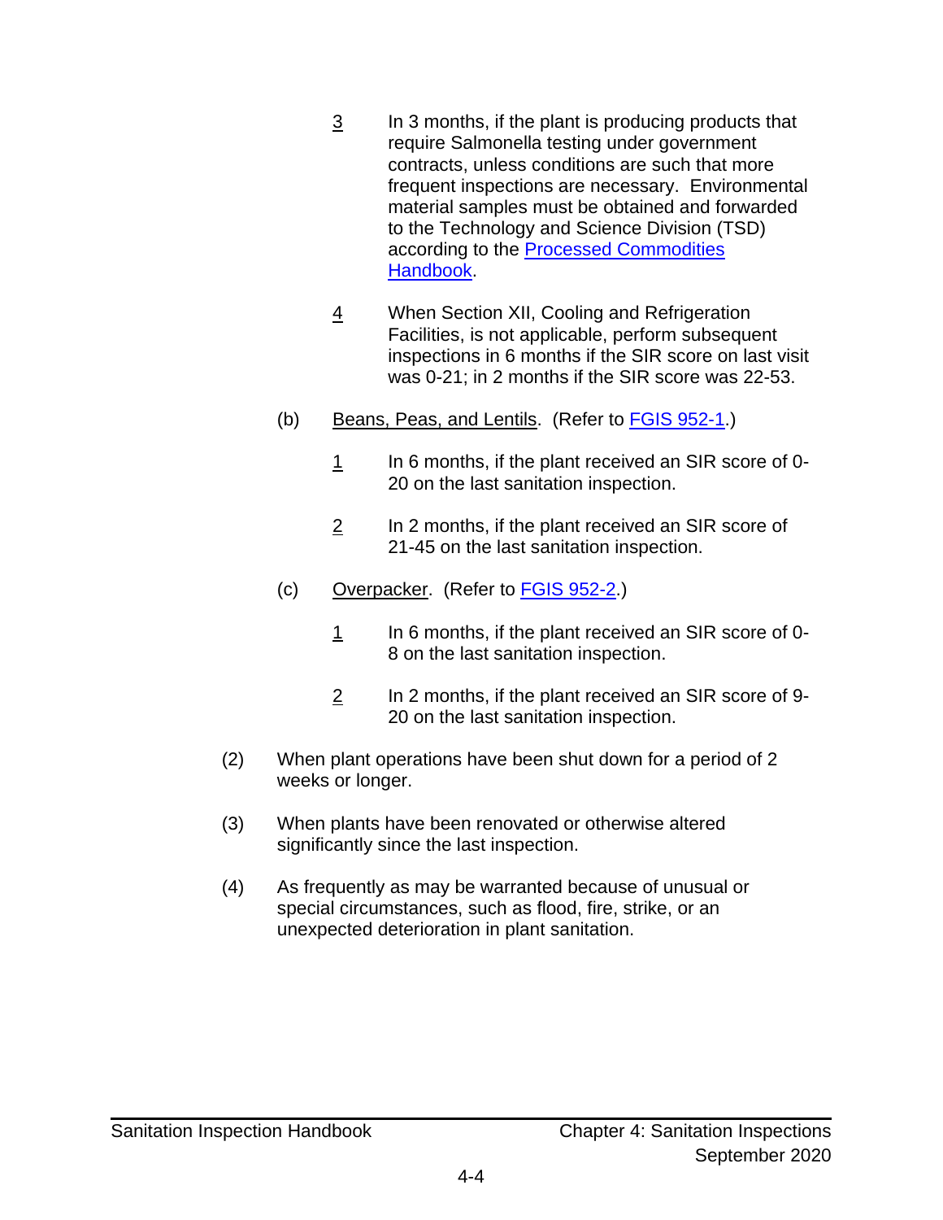3 In 3 months, if the plant is producing products that require Salmonella testing under government contracts, unless conditions are such that more frequent inspections are necessary. Environmental material samples must be obtained and forwarded to the Technology and Science Division (TSD) according to the Processed Commodities Handbook.

4 When Section XII, Cooling and Refrigeration Facilities, is not applicable, perform subsequent inspections in 6 months if the SIR score on last visit was 0-21; in 2 months if the SIR score was 22-53.

(b) Beans, Peas, and Lentils. (Refer to FGIS 952-1.)

1 In 6 months, if the plant received an SIR score of 0-20 on the last sanitation inspection.

2 In 2 months, if the plant received an SIR score of 21-45 on the last sanitation inspection.

(c) Overpacker. (Refer to FGIS 952-2.)

1 In 6 months, if the plant received an SIR score of 0-8 on the last sanitation inspection.

2 In 2 months, if the plant received an SIR score of 9-20 on the last sanitation inspection.

(2) When plant operations have been shut down for a period of 2 weeks or longer.

(3) When plants have been renovated or otherwise altered significantly since the last inspection.

(4) As frequently as may be warranted because of unusual or special circumstances, such as flood, fire, strike, or an unexpected deterioration in plant sanitation.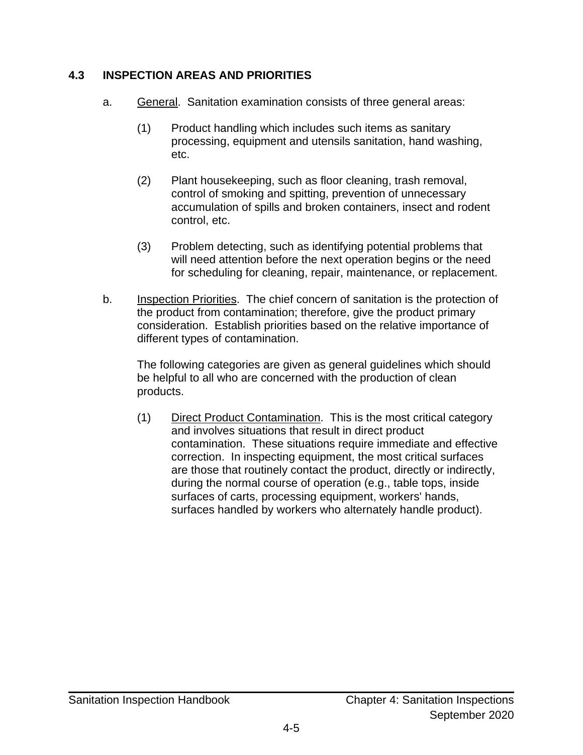## 4.3 INSPECTION AREAS AND PRIORITIES

a. General. Sanitation examination consists of three general areas:

(1) Product handling which includes such items as sanitary processing, equipment and utensils sanitation, hand washing, etc.

(2) Plant housekeeping, such as floor cleaning, trash removal, control of smoking and spitting, prevention of unnecessary accumulation of spills and broken containers, insect and rodent control, etc.

(3) Problem detecting, such as identifying potential problems that will need attention before the next operation begins or the need for scheduling for cleaning, repair, maintenance, or replacement.

b. Inspection Priorities. The chief concern of sanitation is the protection of the product from contamination; therefore, give the product primary consideration. Establish priorities based on the relative importance of different types of contamination.

The following categories are given as general guidelines which should be helpful to all who are concerned with the production of clean products.

(1) Direct Product Contamination. This is the most critical category and involves situations that result in direct product contamination. These situations require immediate and effective correction. In inspecting equipment, the most critical surfaces are those that routinely contact the product, directly or indirectly, during the normal course of operation (e.g., table tops, inside surfaces of carts, processing equipment, workers' hands, surfaces handled by workers who alternately handle product).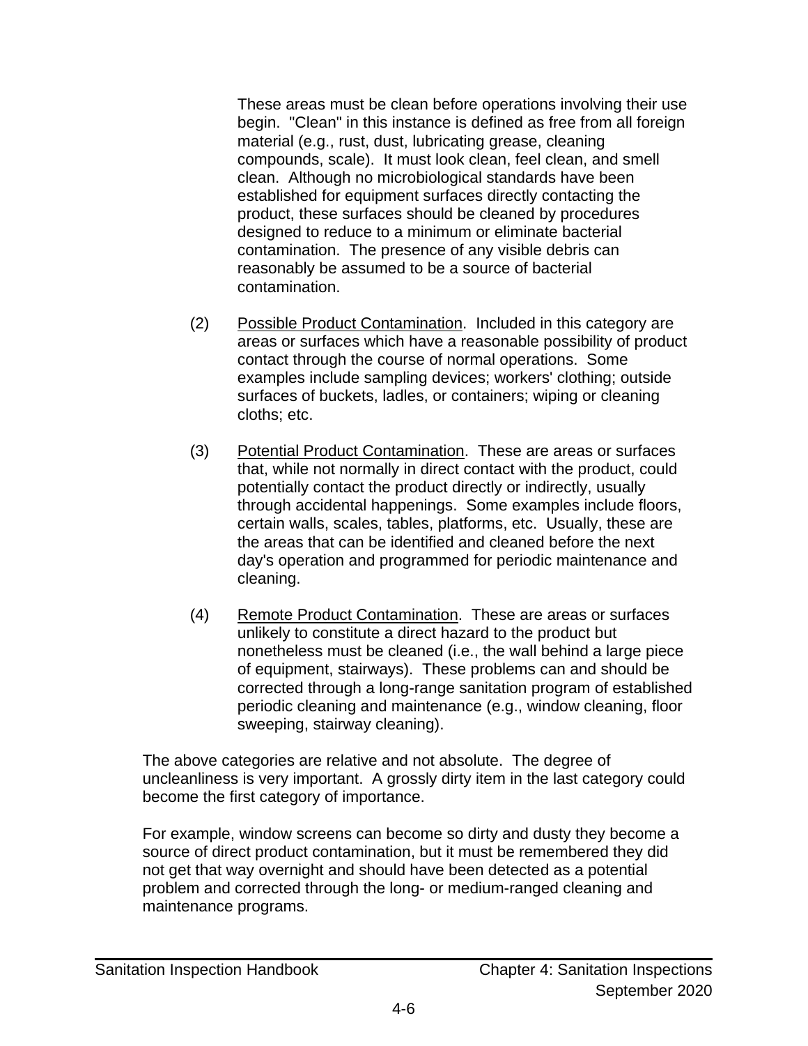These areas must be clean before operations involving their use begin. "Clean" in this instance is defined as free from all foreign material (e.g., rust, dust, lubricating grease, cleaning compounds, scale). It must look clean, feel clean, and smell clean. Although no microbiological standards have been established for equipment surfaces directly contacting the product, these surfaces should be cleaned by procedures designed to reduce to a minimum or eliminate bacterial contamination. The presence of any visible debris can reasonably be assumed to be a source of bacterial contamination.

(2) Possible Product Contamination. Included in this category are areas or surfaces which have a reasonable possibility of product contact through the course of normal operations. Some examples include sampling devices; workers' clothing; outside surfaces of buckets, ladles, or containers; wiping or cleaning cloths; etc.

(3) Potential Product Contamination. These are areas or surfaces that, while not normally in direct contact with the product, could potentially contact the product directly or indirectly, usually through accidental happenings. Some examples include floors, certain walls, scales, tables, platforms, etc. Usually, these are the areas that can be identified and cleaned before the next day's operation and programmed for periodic maintenance and cleaning.

(4) Remote Product Contamination. These are areas or surfaces unlikely to constitute a direct hazard to the product but nonetheless must be cleaned (i.e., the wall behind a large piece of equipment, stairways). These problems can and should be corrected through a long-range sanitation program of established periodic cleaning and maintenance (e.g., window cleaning, floor sweeping, stairway cleaning).

The above categories are relative and not absolute. The degree of uncleanliness is very important. A grossly dirty item in the last category could become the first category of importance.

For example, window screens can become so dirty and dusty they become a source of direct product contamination, but it must be remembered they did not get that way overnight and should have been detected as a potential problem and corrected through the long- or medium-ranged cleaning and maintenance programs.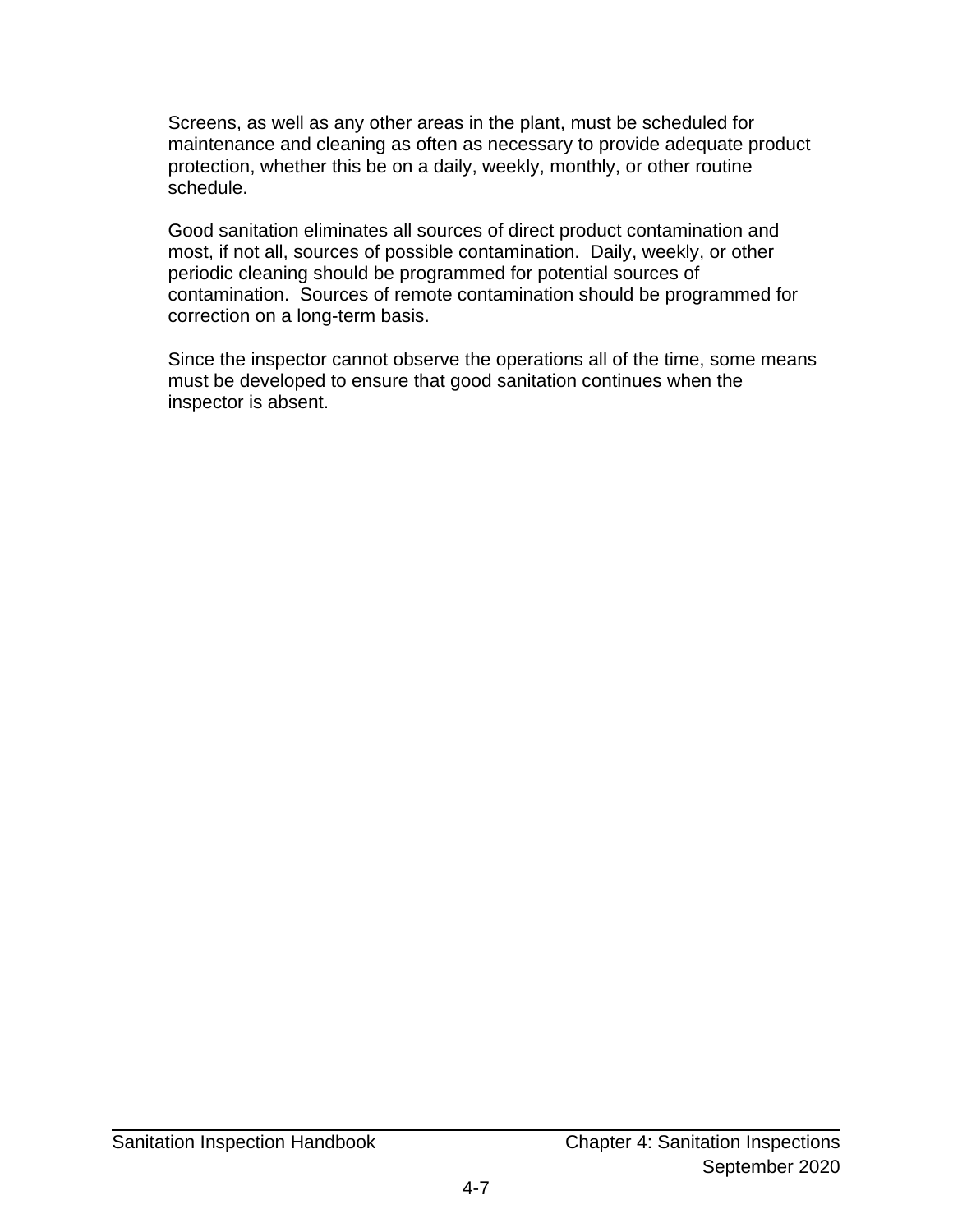Screens, as well as any other areas in the plant, must be scheduled for maintenance and cleaning as often as necessary to provide adequate product protection, whether this be on a daily, weekly, monthly, or other routine schedule.

Good sanitation eliminates all sources of direct product contamination and most, if not all, sources of possible contamination. Daily, weekly, or other periodic cleaning should be programmed for potential sources of contamination. Sources of remote contamination should be programmed for correction on a long-term basis.

Since the inspector cannot observe the operations all of the time, some means must be developed to ensure that good sanitation continues when the inspector is absent.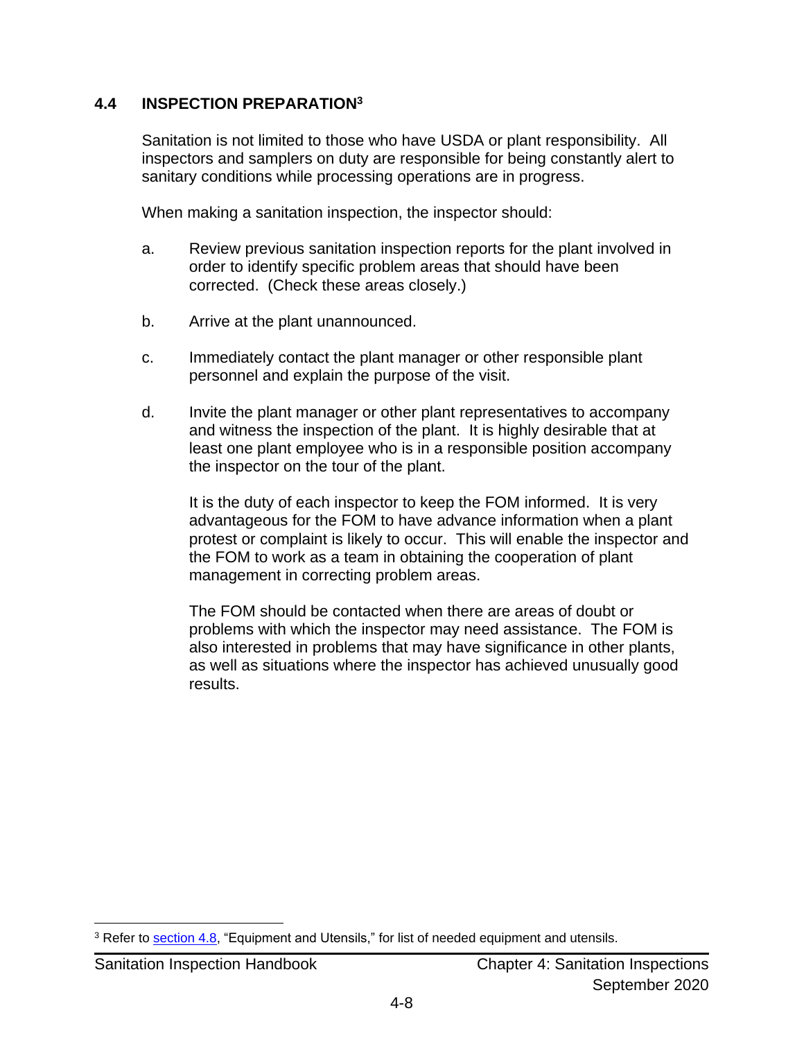## 4.4 INSPECTION PREPARATION[3]

Sanitation is not limited to those who have USDA or plant responsibility. All inspectors and samplers on duty are responsible for being constantly alert to sanitary conditions while processing operations are in progress.

When making a sanitation inspection, the inspector should:

a. Review previous sanitation inspection reports for the plant involved in order to identify specific problem areas that should have been corrected. (Check these areas closely.)

b. Arrive at the plant unannounced.

c. Immediately contact the plant manager or other responsible plant personnel and explain the purpose of the visit.

d. Invite the plant manager or other plant representatives to accompany and witness the inspection of the plant. It is highly desirable that at least one plant employee who is in a responsible position accompany the inspector on the tour of the plant.

   It is the duty of each inspector to keep the FOM informed. It is very advantageous for the FOM to have advance information when a plant protest or complaint is likely to occur. This will enable the inspector and the FOM to work as a team in obtaining the cooperation of plant management in correcting problem areas.

   The FOM should be contacted when there are areas of doubt or problems with which the inspector may need assistance. The FOM is also interested in problems that may have significance in other plants, as well as situations where the inspector has achieved unusually good results.

---

[3] Refer to section 4.8, "Equipment and Utensils," for list of needed equipment and utensils.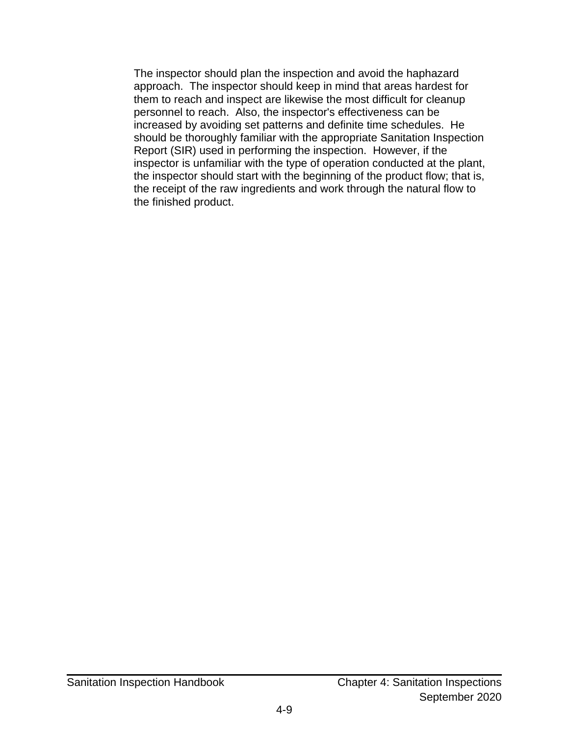The inspector should plan the inspection and avoid the haphazard approach. The inspector should keep in mind that areas hardest for them to reach and inspect are likewise the most difficult for cleanup personnel to reach. Also, the inspector's effectiveness can be increased by avoiding set patterns and definite time schedules. He should be thoroughly familiar with the appropriate Sanitation Inspection Report (SIR) used in performing the inspection. However, if the inspector is unfamiliar with the type of operation conducted at the plant, the inspector should start with the beginning of the product flow; that is, the receipt of the raw ingredients and work through the natural flow to the finished product.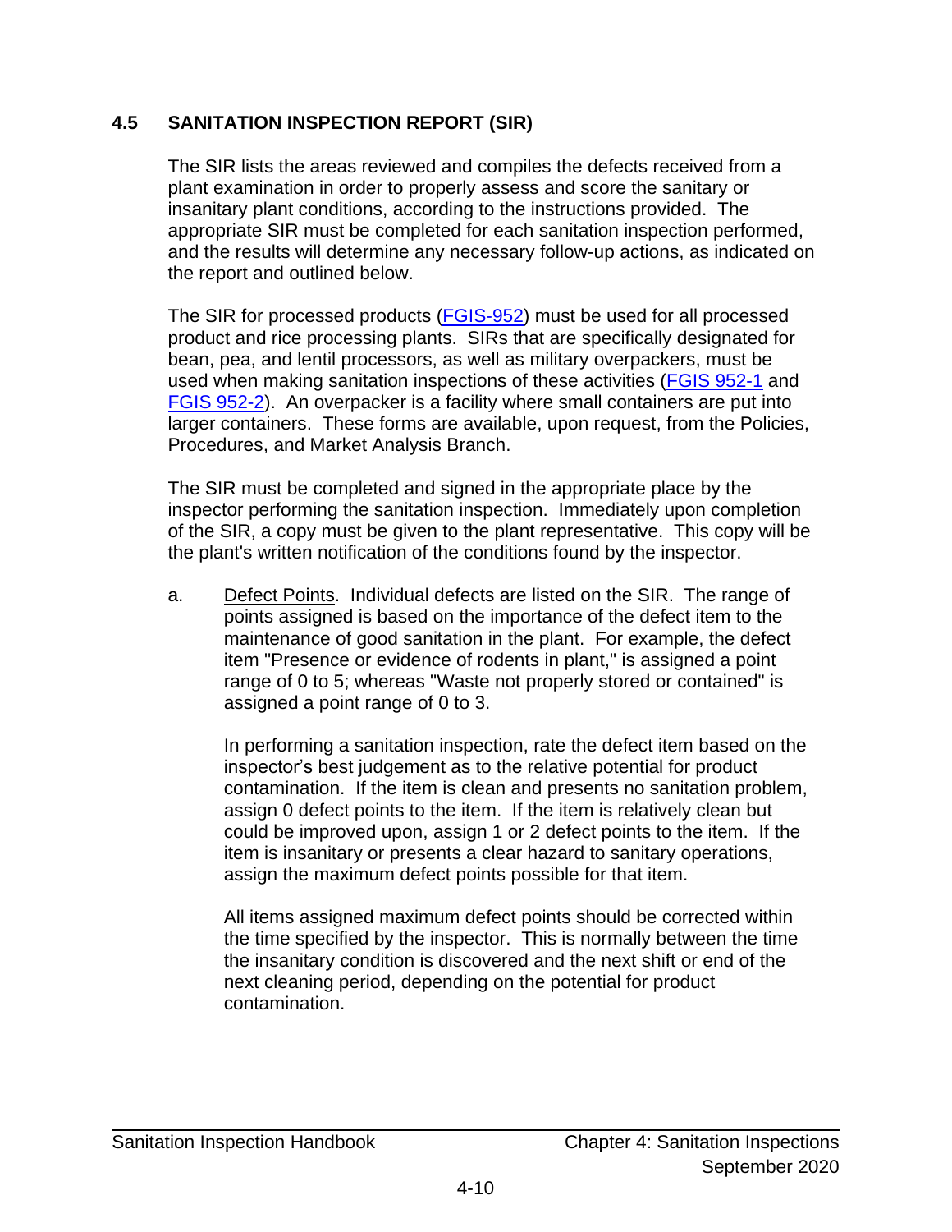## 4.5 SANITATION INSPECTION REPORT (SIR)

The SIR lists the areas reviewed and compiles the defects received from a plant examination in order to properly assess and score the sanitary or insanitary plant conditions, according to the instructions provided. The appropriate SIR must be completed for each sanitation inspection performed, and the results will determine any necessary follow-up actions, as indicated on the report and outlined below.

The SIR for processed products (FGIS-952) must be used for all processed product and rice processing plants. SIRs that are specifically designated for bean, pea, and lentil processors, as well as military overpackers, must be used when making sanitation inspections of these activities (FGIS 952-1 and FGIS 952-2). An overpacker is a facility where small containers are put into larger containers. These forms are available, upon request, from the Policies, Procedures, and Market Analysis Branch.

The SIR must be completed and signed in the appropriate place by the inspector performing the sanitation inspection. Immediately upon completion of the SIR, a copy must be given to the plant representative. This copy will be the plant's written notification of the conditions found by the inspector.

a. Defect Points. Individual defects are listed on the SIR. The range of points assigned is based on the importance of the defect item to the maintenance of good sanitation in the plant. For example, the defect item "Presence or evidence of rodents in plant," is assigned a point range of 0 to 5; whereas "Waste not properly stored or contained" is assigned a point range of 0 to 3.

   In performing a sanitation inspection, rate the defect item based on the inspector's best judgement as to the relative potential for product contamination. If the item is clean and presents no sanitation problem, assign 0 defect points to the item. If the item is relatively clean but could be improved upon, assign 1 or 2 defect points to the item. If the item is insanitary or presents a clear hazard to sanitary operations, assign the maximum defect points possible for that item.

   All items assigned maximum defect points should be corrected within the time specified by the inspector. This is normally between the time the insanitary condition is discovered and the next shift or end of the next cleaning period, depending on the potential for product contamination.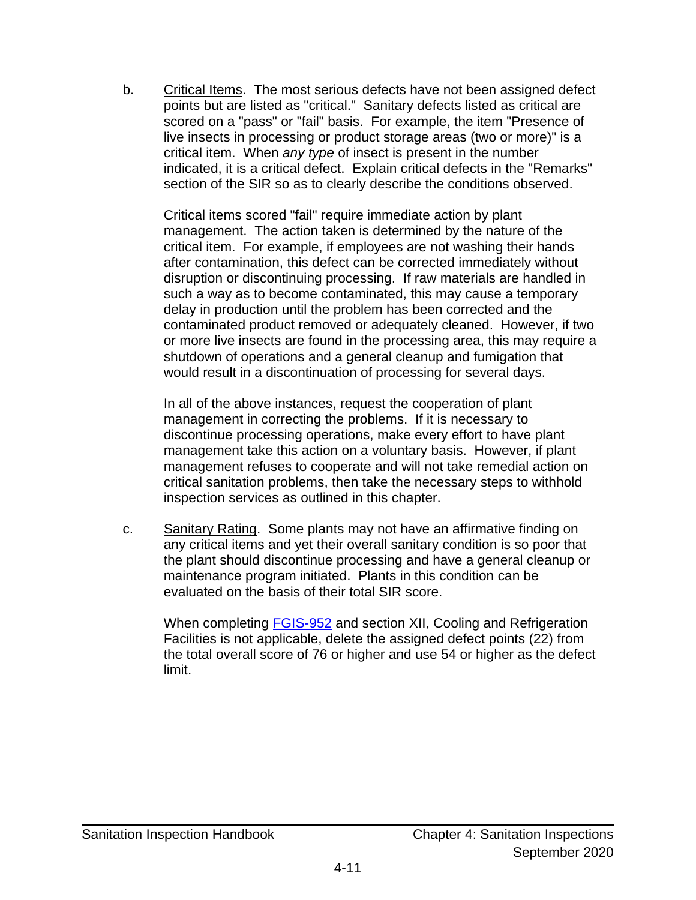b. <u>Critical Items</u>. The most serious defects have not been assigned defect points but are listed as "critical." Sanitary defects listed as critical are scored on a "pass" or "fail" basis. For example, the item "Presence of live insects in processing or product storage areas (two or more)" is a critical item. When *any type* of insect is present in the number indicated, it is a critical defect. Explain critical defects in the "Remarks" section of the SIR so as to clearly describe the conditions observed.

Critical items scored "fail" require immediate action by plant management. The action taken is determined by the nature of the critical item. For example, if employees are not washing their hands after contamination, this defect can be corrected immediately without disruption or discontinuing processing. If raw materials are handled in such a way as to become contaminated, this may cause a temporary delay in production until the problem has been corrected and the contaminated product removed or adequately cleaned. However, if two or more live insects are found in the processing area, this may require a shutdown of operations and a general cleanup and fumigation that would result in a discontinuation of processing for several days.

In all of the above instances, request the cooperation of plant management in correcting the problems. If it is necessary to discontinue processing operations, make every effort to have plant management take this action on a voluntary basis. However, if plant management refuses to cooperate and will not take remedial action on critical sanitation problems, then take the necessary steps to withhold inspection services as outlined in this chapter.

c. <u>Sanitary Rating</u>. Some plants may not have an affirmative finding on any critical items and yet their overall sanitary condition is so poor that the plant should discontinue processing and have a general cleanup or maintenance program initiated. Plants in this condition can be evaluated on the basis of their total SIR score.

When completing FGIS-952 and section XII, Cooling and Refrigeration Facilities is not applicable, delete the assigned defect points (22) from the total overall score of 76 or higher and use 54 or higher as the defect limit.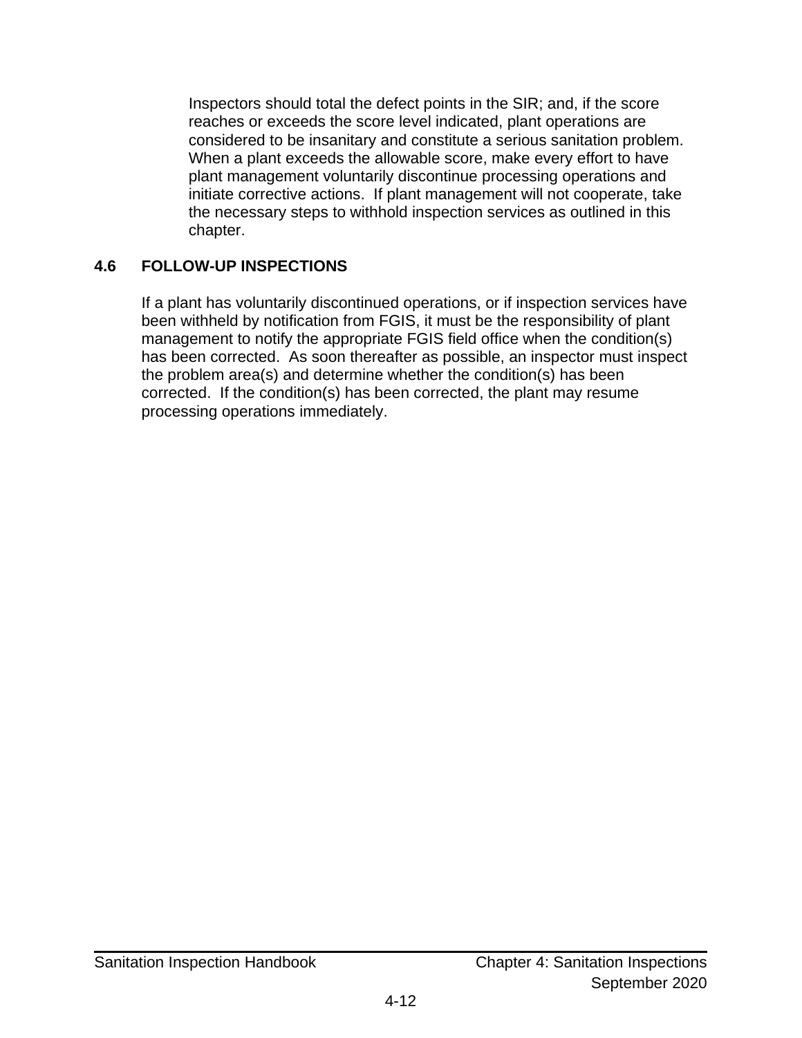Inspectors should total the defect points in the SIR; and, if the score reaches or exceeds the score level indicated, plant operations are considered to be insanitary and constitute a serious sanitation problem. When a plant exceeds the allowable score, make every effort to have plant management voluntarily discontinue processing operations and initiate corrective actions. If plant management will not cooperate, take the necessary steps to withhold inspection services as outlined in this chapter.

## 4.6 FOLLOW-UP INSPECTIONS

If a plant has voluntarily discontinued operations, or if inspection services have been withheld by notification from FGIS, it must be the responsibility of plant management to notify the appropriate FGIS field office when the condition(s) has been corrected. As soon thereafter as possible, an inspector must inspect the problem area(s) and determine whether the condition(s) has been corrected. If the condition(s) has been corrected, the plant may resume processing operations immediately.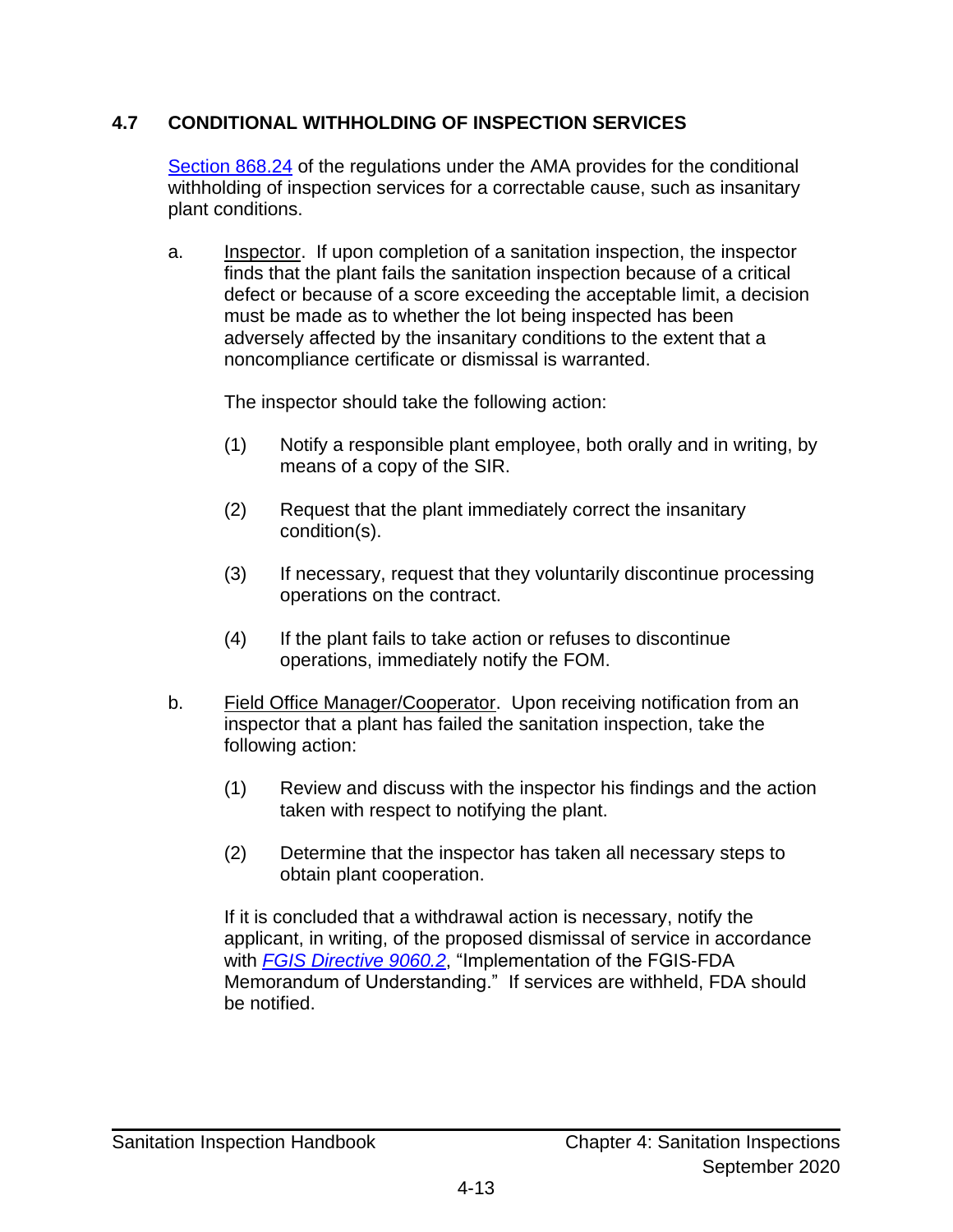## 4.7 CONDITIONAL WITHHOLDING OF INSPECTION SERVICES

Section 868.24 of the regulations under the AMA provides for the conditional withholding of inspection services for a correctable cause, such as insanitary plant conditions.

a. Inspector. If upon completion of a sanitation inspection, the inspector finds that the plant fails the sanitation inspection because of a critical defect or because of a score exceeding the acceptable limit, a decision must be made as to whether the lot being inspected has been adversely affected by the insanitary conditions to the extent that a noncompliance certificate or dismissal is warranted.

   The inspector should take the following action:

   (1) Notify a responsible plant employee, both orally and in writing, by means of a copy of the SIR.

   (2) Request that the plant immediately correct the insanitary condition(s).

   (3) If necessary, request that they voluntarily discontinue processing operations on the contract.

   (4) If the plant fails to take action or refuses to discontinue operations, immediately notify the FOM.

b. Field Office Manager/Cooperator. Upon receiving notification from an inspector that a plant has failed the sanitation inspection, take the following action:

   (1) Review and discuss with the inspector his findings and the action taken with respect to notifying the plant.

   (2) Determine that the inspector has taken all necessary steps to obtain plant cooperation.

   If it is concluded that a withdrawal action is necessary, notify the applicant, in writing, of the proposed dismissal of service in accordance with *FGIS Directive 9060.2*, "Implementation of the FGIS-FDA Memorandum of Understanding." If services are withheld, FDA should be notified.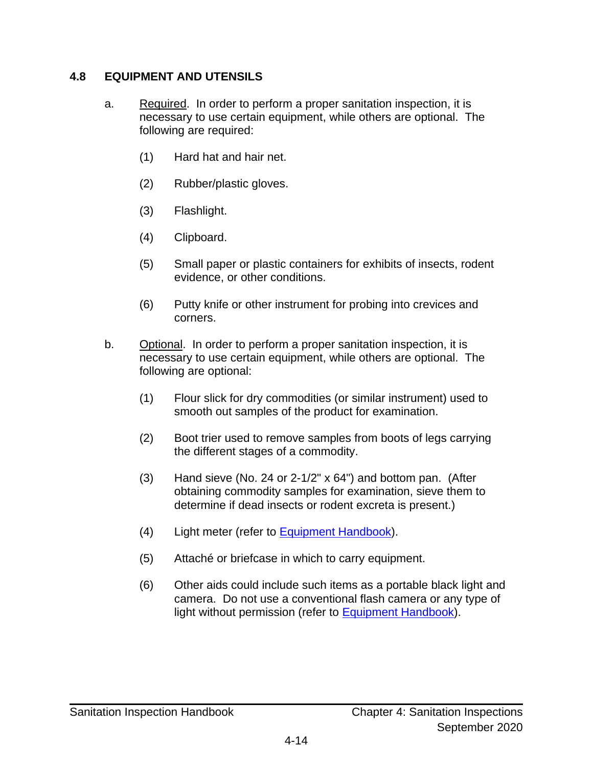## 4.8 EQUIPMENT AND UTENSILS

a. Required. In order to perform a proper sanitation inspection, it is necessary to use certain equipment, while others are optional. The following are required:

   (1) Hard hat and hair net.

   (2) Rubber/plastic gloves.

   (3) Flashlight.

   (4) Clipboard.

   (5) Small paper or plastic containers for exhibits of insects, rodent evidence, or other conditions.

   (6) Putty knife or other instrument for probing into crevices and corners.

b. Optional. In order to perform a proper sanitation inspection, it is necessary to use certain equipment, while others are optional. The following are optional:

   (1) Flour slick for dry commodities (or similar instrument) used to smooth out samples of the product for examination.

   (2) Boot trier used to remove samples from boots of legs carrying the different stages of a commodity.

   (3) Hand sieve (No. 24 or 2-1/2" x 64") and bottom pan. (After obtaining commodity samples for examination, sieve them to determine if dead insects or rodent excreta is present.)

   (4) Light meter (refer to Equipment Handbook).

   (5) Attaché or briefcase in which to carry equipment.

   (6) Other aids could include such items as a portable black light and camera. Do not use a conventional flash camera or any type of light without permission (refer to Equipment Handbook).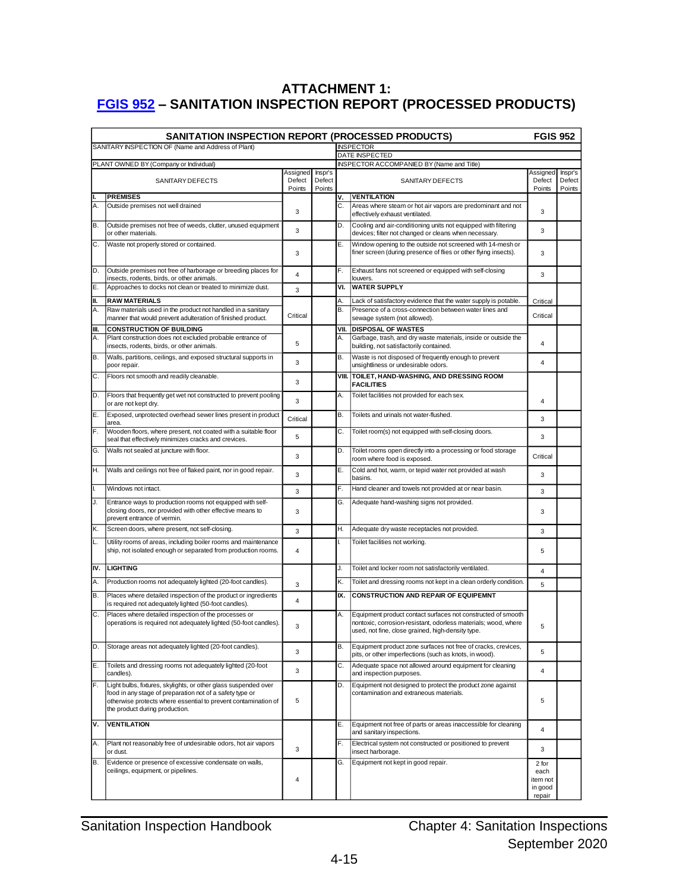## ATTACHMENT 1: FGIS 952 – SANITATION INSPECTION REPORT (PROCESSED PRODUCTS)

**SANITATION INSPECTION REPORT (PROCESSED PRODUCTS)** **FGIS 952**

| SANITARY INSPECTION OF (Name and Address of Plant) | INSPECTOR |
|---|---|
| | DATE INSPECTED |
| PLANT OWNED BY (Company or Individual) | INSPECTOR ACCOMPANIED BY (Name and Title) |

| | SANITARY DEFECTS | Assigned Defect Points | Inspr's Defect Points | | SANITARY DEFECTS | Assigned Defect Points | Inspr's Defect Points |
|---|---|---|---|---|---|---|---|
| **I.** | **PREMISES** | | | **V.** | **VENTILATION** | | |
| A. | Outside premises not well drained | 3 | | C. | Areas where steam or hot air vapors are predominant and not effectively exhaust ventilated. | 3 | |
| B. | Outside premises not free of weeds, clutter, unused equipment or other materials. | 3 | | D. | Cooling and air-conditioning units not equipped with filtering devices; filter not changed or cleans when necessary. | 3 | |
| C. | Waste not properly stored or contained. | 3 | | E. | Window opening to the outside not screened with 14-mesh or finer screen (during presence of flies or other flying insects). | 3 | |
| D. | Outside premises not free of harborage or breeding places for insects, rodents, birds, or other animals. | 4 | | F. | Exhaust fans not screened or equipped with self-closing louvers. | 3 | |
| E. | Approaches to docks not clean or treated to minimize dust. | 3 | | **VI.** | **WATER SUPPLY** | | |
| **II.** | **RAW MATERIALS** | | | A. | Lack of satisfactory evidence that the water supply is potable. | Critical | |
| A. | Raw materials used in the product not handled in a sanitary manner that would prevent adulteration of finished product. | Critical | | B. | Presence of a cross-connection between water lines and sewage system (not allowed). | Critical | |
| **III.** | **CONSTRUCTION OF BUILDING** | | | **VII.** | **DISPOSAL OF WASTES** | | |
| A. | Plant construction does not excluded probable entrance of insects, rodents, birds, or other animals. | 5 | | A. | Garbage, trash, and dry waste materials, inside or outside the building, not satisfactorily contained. | 4 | |
| B. | Walls, partitions, ceilings, and exposed structural supports in poor repair. | 3 | | B. | Waste is not disposed of frequently enough to prevent unsightliness or undesirable odors. | 4 | |
| C. | Floors not smooth and readily cleanable. | 3 | | **VIII.** | **TOILET, HAND-WASHING, AND DRESSING ROOM FACILITIES** | | |
| D. | Floors that frequently get wet not constructed to prevent pooling or are not kept dry. | 3 | | A. | Toilet facilities not provided for each sex. | 4 | |
| E. | Exposed, unprotected overhead sewer lines present in product area. | Critical | | B. | Toilets and urinals not water-flushed. | 3 | |
| F. | Wooden floors, where present, not coated with a suitable floor seal that effectively minimizes cracks and crevices. | 5 | | C. | Toilet room(s) not equipped with self-closing doors. | 3 | |
| G. | Walls not sealed at juncture with floor. | 3 | | D. | Toilet rooms open directly into a processing or food storage room where food is exposed. | Critical | |
| H. | Walls and ceilings not free of flaked paint, nor in good repair. | 3 | | E. | Cold and hot, warm, or tepid water not provided at wash basins. | 3 | |
| I. | Windows not intact. | 3 | | F. | Hand cleaner and towels not provided at or near basin. | 3 | |
| J. | Entrance ways to production rooms not equipped with self-closing doors, nor provided with other effective means to prevent entrance of vermin. | 3 | | G. | Adequate hand-washing signs not provided. | 3 | |
| K. | Screen doors, where present, not self-closing. | 3 | | H. | Adequate dry waste receptacles not provided. | 3 | |
| L. | Utility rooms of areas, including boiler rooms and maintenance ship, not isolated enough or separated from production rooms. | 4 | | I. | Toilet facilities not working. | 5 | |
| **IV.** | **LIGHTING** | | | J. | Toilet and locker room not satisfactorily ventilated. | 4 | |
| A. | Production rooms not adequately lighted (20-foot candles). | 3 | | K. | Toilet and dressing rooms not kept in a clean orderly condition. | 5 | |
| B. | Places where detailed inspection of the product or ingredients is required not adequately lighted (50-foot candles). | 4 | | **IX.** | **CONSTRUCTION AND REPAIR OF EQUIPEMNT** | | |
| C. | Places where detailed inspection of the processes or operations is required not adequately lighted (50-foot candles). | 3 | | A. | Equipment product contact surfaces not constructed of smooth nontoxic, corrosion-resistant, odorless materials; wood, where used, not fine, close grained, high-density type. | 5 | |
| D. | Storage areas not adequately lighted (20-foot candles). | 3 | | B. | Equipment product zone surfaces not free of cracks, crevices, pits, or other imperfections (such as knots, in wood). | 5 | |
| E. | Toilets and dressing rooms not adequately lighted (20-foot candles). | 3 | | C. | Adequate space not allowed around equipment for cleaning and inspection purposes. | 4 | |
| F. | Light bulbs, fixtures, skylights, or other glass suspended over food in any stage of preparation not of a safety type or otherwise protects where essential to prevent contamination of the product during production. | 5 | | D. | Equipment not designed to protect the product zone against contamination and extraneous materials. | 5 | |
| **V.** | **VENTILATION** | | | E. | Equipment not free of parts or areas inaccessible for cleaning and sanitary inspections. | 4 | |
| A. | Plant not reasonably free of undesirable odors, hot air vapors or dust. | 3 | | F. | Electrical system not constructed or positioned to prevent insect harborage. | 3 | |
| B. | Evidence or presence of excessive condensate on walls, ceilings, equipment, or pipelines. | 4 | | G. | Equipment not kept in good repair. | 2 for each item not in good repair | |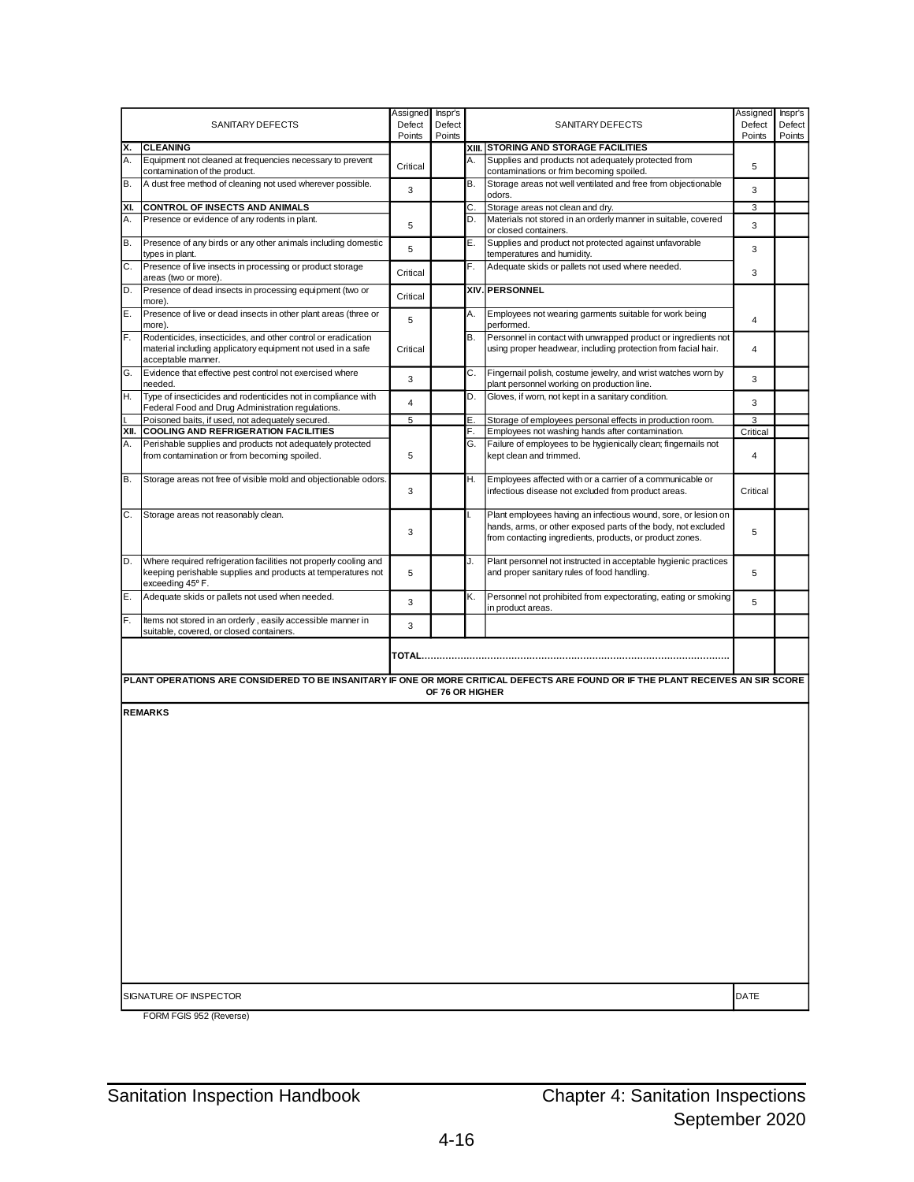| | SANITARY DEFECTS | Assigned Defect Points | Inspr's Defect Points | | SANITARY DEFECTS | Assigned Defect Points | Inspr's Defect Points |
|---|---|---|---|---|---|---|---|
| **X.** | **CLEANING** | | | **XIII.** | **STORING AND STORAGE FACILITIES** | | |
| A. | Equipment not cleaned at frequencies necessary to prevent contamination of the product. | Critical | | A. | Supplies and products not adequately protected from contaminations or frim becoming spoiled. | 5 | |
| B. | A dust free method of cleaning not used wherever possible. | 3 | | B. | Storage areas not well ventilated and free from objectionable odors. | 3 | |
| **XI.** | **CONTROL OF INSECTS AND ANIMALS** | | | C. | Storage areas not clean and dry. | 3 | |
| A. | Presence or evidence of any rodents in plant. | 5 | | D. | Materials not stored in an orderly manner in suitable, covered or closed containers. | 3 | |
| B. | Presence of any birds or any other animals including domestic types in plant. | 5 | | E. | Supplies and product not protected against unfavorable temperatures and humidity. | 3 | |
| C. | Presence of live insects in processing or product storage areas (two or more). | Critical | | F. | Adequate skids or pallets not used where needed. | 3 | |
| D. | Presence of dead insects in processing equipment (two or more). | Critical | | **XIV.** | **PERSONNEL** | | |
| E. | Presence of live or dead insects in other plant areas (three or more). | 5 | | A. | Employees not wearing garments suitable for work being performed. | 4 | |
| F. | Rodenticides, insecticides, and other control or eradication material including applicatory equipment not used in a safe acceptable manner. | Critical | | B. | Personnel in contact with unwrapped product or ingredients not using proper headwear, including protection from facial hair. | 4 | |
| G. | Evidence that effective pest control not exercised where needed. | 3 | | C. | Fingernail polish, costume jewelry, and wrist watches worn by plant personnel working on production line. | 3 | |
| H. | Type of insecticides and rodenticides not in compliance with Federal Food and Drug Administration regulations. | 4 | | D. | Gloves, if worn, not kept in a sanitary condition. | 3 | |
| I. | Poisoned baits, if used, not adequately secured. | 5 | | E. | Storage of employees personal effects in production room. | 3 | |
| **XII.** | **COOLING AND REFRIGERATION FACILITIES** | | | F. | Employees not washing hands after contamination. | Critical | |
| A. | Perishable supplies and products not adequately protected from contamination or from becoming spoiled. | 5 | | G. | Failure of employees to be hygienically clean; fingernails not kept clean and trimmed. | 4 | |
| B. | Storage areas not free of visible mold and objectionable odors. | 3 | | H. | Employees affected with or a carrier of a communicable or infectious disease not excluded from product areas. | Critical | |
| C. | Storage areas not reasonably clean. | 3 | | I. | Plant employees having an infectious wound, sore, or lesion on hands, arms, or other exposed parts of the body, not excluded from contacting ingredients, products, or product zones. | 5 | |
| D. | Where required refrigeration facilities not properly cooling and keeping perishable supplies and products at temperatures not exceeding 45° F. | 5 | | J. | Plant personnel not instructed in acceptable hygienic practices and proper sanitary rules of food handling. | 5 | |
| E. | Adequate skids or pallets not used when needed. | 3 | | K. | Personnel not prohibited from expectorating, eating or smoking in product areas. | 5 | |
| F. | Items not stored in an orderly , easily accessible manner in suitable, covered, or closed containers. | 3 | | | | | |
| | | **TOTAL**.......................................................................................... | | | | | |

**PLANT OPERATIONS ARE CONSIDERED TO BE INSANITARY IF ONE OR MORE CRITICAL DEFECTS ARE FOUND OR IF THE PLANT RECEIVES AN SIR SCORE OF 76 OR HIGHER**

**REMARKS**

SIGNATURE OF INSPECTOR | DATE

FORM FGIS 952 (Reverse)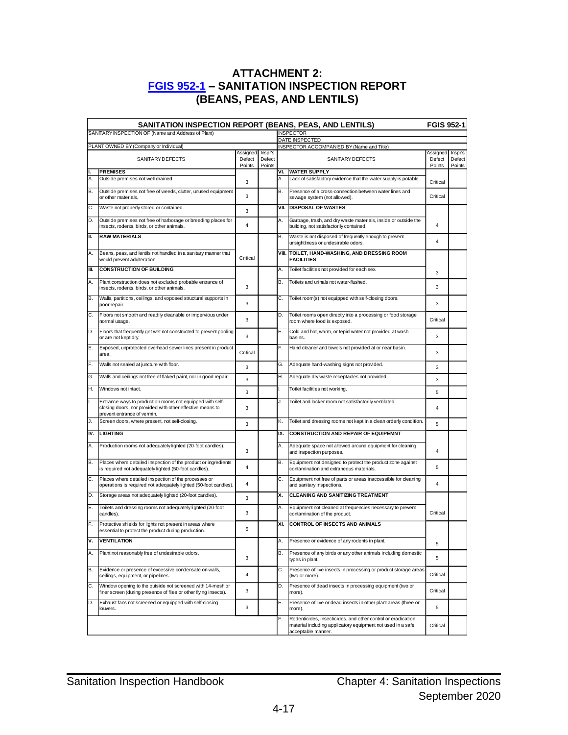# ATTACHMENT 2: FGIS 952-1 – SANITATION INSPECTION REPORT (BEANS, PEAS, AND LENTILS)

**SANITATION INSPECTION REPORT (BEANS, PEAS, AND LENTILS)** — **FGIS 952-1**

| SANITARY INSPECTION OF (Name and Address of Plant) | INSPECTOR |
|---|---|
| | DATE INSPECTED |
| PLANT OWNED BY (Company or Individual) | INSPECTOR ACCOMPANIED BY (Name and Title) |

| | SANITARY DEFECTS | Assigned Defect Points | Inspr's Defect Points | | SANITARY DEFECTS | Assigned Defect Points | Inspr's Defect Points |
|---|---|---|---|---|---|---|---|
| I. | **PREMISES** | | | VI. | **WATER SUPPLY** | | |
| A. | Outside premises not well drained | 3 | | A. | Lack of satisfactory evidence that the water supply is potable. | Critical | |
| B. | Outside premises not free of weeds, clutter, unused equipment or other materials. | 3 | | B. | Presence of a cross-connection between water lines and sewage system (not allowed). | Critical | |
| C. | Waste not properly stored or contained. | 3 | | VII. | **DISPOSAL OF WASTES** | | |
| D. | Outside premises not free of harborage or breeding places for insects, rodents, birds, or other animals. | 4 | | A. | Garbage, trash, and dry waste materials, inside or outside the building, not satisfactorily contained. | 4 | |
| II. | **RAW MATERIALS** | | | B. | Waste is not disposed of frequently enough to prevent unsightliness or undesirable odors. | 4 | |
| A. | Beans, peas, and lentils not handled in a sanitary manner that would prevent adulteration. | Critical | | VIII. | **TOILET, HAND-WASHING, AND DRESSING ROOM FACILITIES** | | |
| III. | **CONSTRUCTION OF BUILDING** | | | A. | Toilet facilities not provided for each sex. | 3 | |
| A. | Plant construction does not excluded probable entrance of insects, rodents, birds, or other animals. | 3 | | B. | Toilets and urinals not water-flushed. | 3 | |
| B. | Walls, partitions, ceilings, and exposed structural supports in poor repair. | 3 | | C. | Toilet room(s) not equipped with self-closing doors. | 3 | |
| C. | Floors not smooth and readily cleanable or impervious under normal usage. | 3 | | D. | Toilet rooms open directly into a processing or food storage room where food is exposed. | Critical | |
| D. | Floors that frequently get wet not constructed to prevent pooling or are not kept dry. | 3 | | E. | Cold and hot, warm, or tepid water not provided at wash basins. | 3 | |
| E. | Exposed, unprotected overhead sewer lines present in product area. | Critical | | F. | Hand cleaner and towels not provided at or near basin. | 3 | |
| F. | Walls not sealed at juncture with floor. | 3 | | G. | Adequate hand-washing signs not provided. | 3 | |
| G. | Walls and ceilings not free of flaked paint, nor in good repair. | 3 | | H. | Adequate dry waste receptacles not provided. | 3 | |
| H. | Windows not intact. | 3 | | I. | Toilet facilities not working. | 5 | |
| I. | Entrance ways to production rooms not equipped with self-closing doors, nor provided with other effective means to prevent entrance of vermin. | 3 | | J. | Toilet and locker room not satisfactorily ventilated. | 4 | |
| J. | Screen doors, where present, not self-closing. | 3 | | K. | Toilet and dressing rooms not kept in a clean orderly condition. | 5 | |
| IV. | **LIGHTING** | | | IX. | **CONSTRUCTION AND REPAIR OF EQUIPEMNT** | | |
| A. | Production rooms not adequately lighted (20-foot candles). | 3 | | A. | Adequate space not allowed around equipment for cleaning and inspection purposes. | 4 | |
| B. | Places where detailed inspection of the product or ingredients is required not adequately lighted (50-foot candles). | 4 | | B. | Equipment not designed to protect the product zone against contamination and extraneous materials. | 5 | |
| C. | Places where detailed inspection of the processes or operations is required not adequately lighted (50-foot candles). | 4 | | C. | Equipment not free of parts or areas inaccessible for cleaning and sanitary inspections. | 4 | |
| D. | Storage areas not adequately lighted (20-foot candles). | 3 | | X. | **CLEANING AND SANITIZING TREATMENT** | | |
| E. | Toilets and dressing rooms not adequately lighted (20-foot candles). | 3 | | A. | Equipment not cleaned at frequencies necessary to prevent contamination of the product. | Critical | |
| F. | Protective shields for lights not present in areas where essential to protect the product during production. | 5 | | XI. | **CONTROL OF INSECTS AND ANIMALS** | | |
| V. | **VENTILATION** | | | A. | Presence or evidence of any rodents in plant. | 5 | |
| A. | Plant not reasonably free of undesirable odors. | 3 | | B. | Presence of any birds or any other animals including domestic types in plant. | 5 | |
| B. | Evidence or presence of excessive condensate on walls, ceilings, equipment, or pipelines. | 4 | | C. | Presence of live insects in processing or product storage areas (two or more). | Critical | |
| C. | Window opening to the outside not screened with 14-mesh or finer screen (during presence of flies or other flying insects). | 3 | | D. | Presence of dead insects in processing equipment (two or more). | Critical | |
| D. | Exhaust fans not screened or equipped with self-closing louvers. | 3 | | E. | Presence of live or dead insects in other plant areas (three or more). | 5 | |
| | | | | F. | Rodenticides, insecticides, and other control or eradication material including applicatory equipment not used in a safe acceptable manner. | Critical | |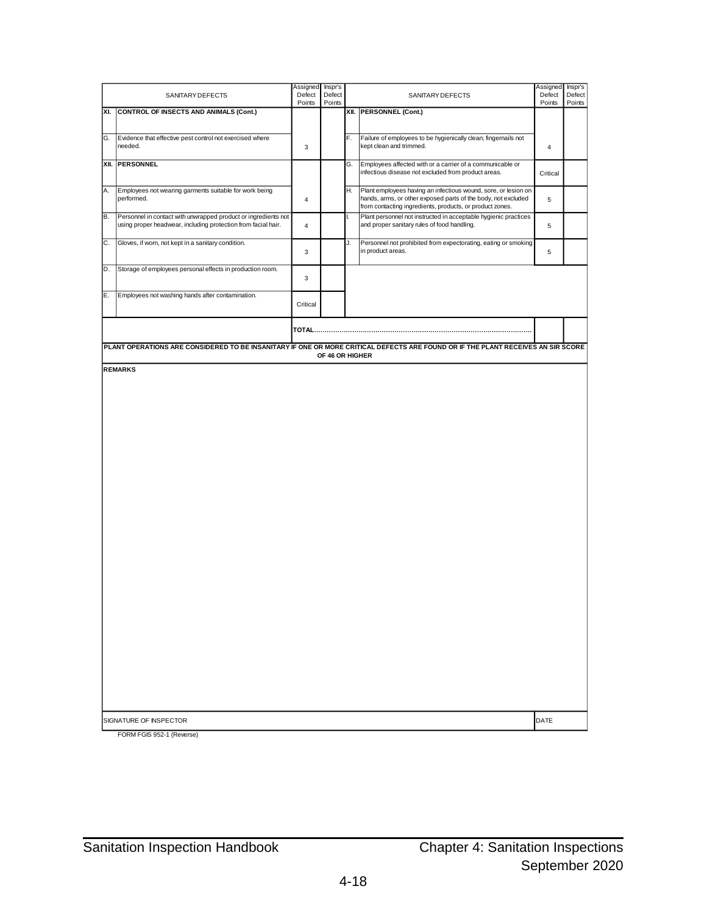| | SANITARY DEFECTS | Assigned Defect Points | Inspr's Defect Points | | SANITARY DEFECTS | Assigned Defect Points | Inspr's Defect Points |
|---|---|---|---|---|---|---|---|
| **XI.** | **CONTROL OF INSECTS AND ANIMALS (Cont.)** | | | **XII.** | **PERSONNEL (Cont.)** | | |
| G. | Evidence that effective pest control not exercised where needed. | 3 | | F. | Failure of employees to be hygienically clean; fingernails not kept clean and trimmed. | 4 | |
| **XII.** | **PERSONNEL** | | | G. | Employees affected with or a carrier of a communicable or infectious disease not excluded from product areas. | Critical | |
| A. | Employees not wearing garments suitable for work being performed. | 4 | | H. | Plant employees having an infectious wound, sore, or lesion on hands, arms, or other exposed parts of the body, not excluded from contacting ingredients, products, or product zones. | 5 | |
| B. | Personnel in contact with unwrapped product or ingredients not using proper headwear, including protection from facial hair. | 4 | | I. | Plant personnel not instructed in acceptable hygienic practices and proper sanitary rules of food handling. | 5 | |
| C. | Gloves, if worn, not kept in a sanitary condition. | 3 | | J. | Personnel not prohibited from expectorating, eating or smoking in product areas. | 5 | |
| D. | Storage of employees personal effects in production room. | 3 | | | | | |
| E. | Employees not washing hands after contamination. | Critical | | | | | |
| | | **TOTAL**............................................................................................................ | | | | | |

**PLANT OPERATIONS ARE CONSIDERED TO BE INSANITARY IF ONE OR MORE CRITICAL DEFECTS ARE FOUND OR IF THE PLANT RECEIVES AN SIR SCORE OF 46 OR HIGHER**

**REMARKS**

| SIGNATURE OF INSPECTOR | DATE |
|---|---|
| | |

FORM FGIS 952-1 (Reverse)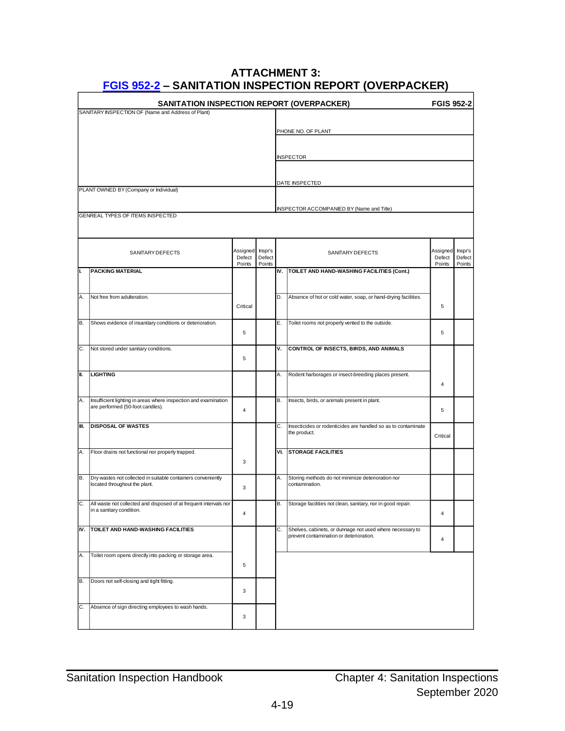# ATTACHMENT 3: FGIS 952-2 – SANITATION INSPECTION REPORT (OVERPACKER)

**SANITATION INSPECTION REPORT (OVERPACKER)** **FGIS 952-2**

| SANITARY INSPECTION OF (Name and Address of Plant) | PHONE NO. OF PLANT |
|---|---|
| | INSPECTOR |
| | DATE INSPECTED |
| PLANT OWNED BY (Company or Individual) | INSPECTOR ACCOMPANIED BY (Name and Title) |
| GENREAL TYPES OF ITEMS INSPECTED | |

| | SANITARY DEFECTS | Assigned Defect Points | Inspr's Defect Points | | SANITARY DEFECTS | Assigned Defect Points | Inspr's Defect Points |
|---|---|---|---|---|---|---|---|
| **I.** | **PACKING MATERIAL** | | | **IV.** | **TOILET AND HAND-WASHING FACILITIES (Cont.)** | | |
| A. | Not free from adulteration. | Critical | | D. | Absence of hot or cold water, soap, or hand-drying facilities. | 5 | |
| B. | Shows evidence of insanitary conditions or deterioration. | 5 | | E. | Toilet rooms not properly vented to the outside. | 5 | |
| C. | Not stored under sanitary conditions. | 5 | | **V.** | **CONTROL OF INSECTS, BIRDS, AND ANIMALS** | | |
| **II.** | **LIGHTING** | | | A. | Rodent harborages or insect-breeding places present. | 4 | |
| A. | Insufficient lighting in areas where inspection and examination are performed (50-foot candles). | 4 | | B. | Insects, birds, or animals present in plant. | 5 | |
| **III.** | **DISPOSAL OF WASTES** | | | C. | Insecticides or rodenticides are handled so as to contaminate the product. | Critical | |
| A. | Floor drains not functional nor properly trapped. | 3 | | **VI.** | **STORAGE FACILITIES** | | |
| B. | Dry wastes not collected in suitable containers conveniently located throughout the plant. | 3 | | A. | Storing methods do not minimize deterioration nor contamination. | | |
| C. | All waste not collected and disposed of at frequent intervals nor in a sanitary condition. | 4 | | B. | Storage facilities not clean, sanitary, nor in good repair. | 4 | |
| **IV.** | **TOILET AND HAND-WASHING FACILITIES** | | | C. | Shelves, cabinets, or dunnage not used where necessary to prevent contamination or deterioration. | 4 | |
| A. | Toilet room opens directly into packing or storage area. | 5 | | | | | |
| B. | Doors not self-closing and tight fitting. | 3 | | | | | |
| C. | Absence of sign directing employees to wash hands. | 3 | | | | | |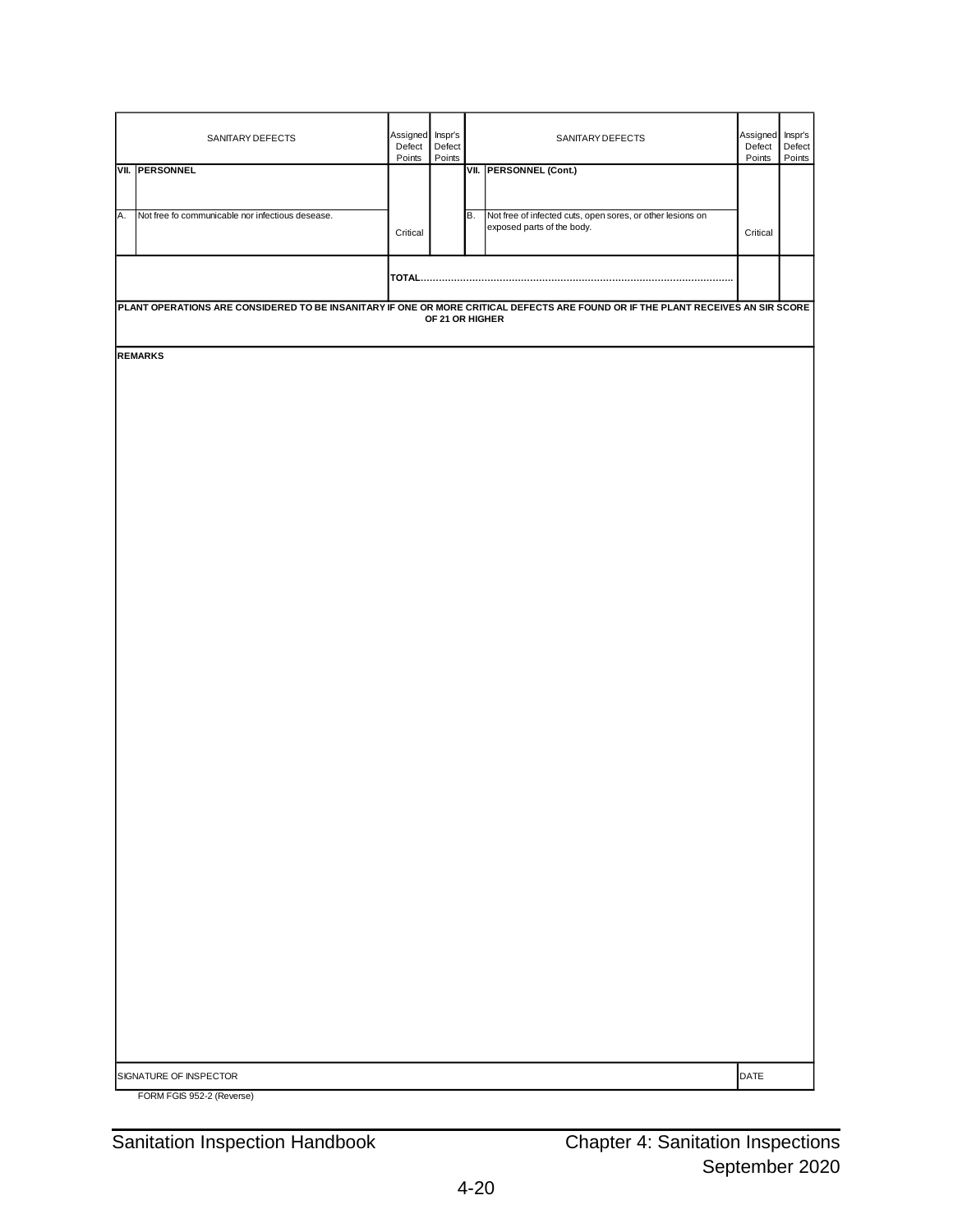| | SANITARY DEFECTS | Assigned Defect Points | Inspr's Defect Points | | SANITARY DEFECTS | Assigned Defect Points | Inspr's Defect Points |
|---|---|---|---|---|---|---|---|
| **VII.** | **PERSONNEL** | | | **VII.** | **PERSONNEL (Cont.)** | | |
| A. | Not free fo communicable nor infectious desease. | Critical | | B. | Not free of infected cuts, open sores, or other lesions on exposed parts of the body. | Critical | |
| | | **TOTAL**...... | | | | | |

**PLANT OPERATIONS ARE CONSIDERED TO BE INSANITARY IF ONE OR MORE CRITICAL DEFECTS ARE FOUND OR IF THE PLANT RECEIVES AN SIR SCORE OF 21 OR HIGHER**

**REMARKS**

SIGNATURE OF INSPECTOR

DATE

FORM FGIS 952-2 (Reverse)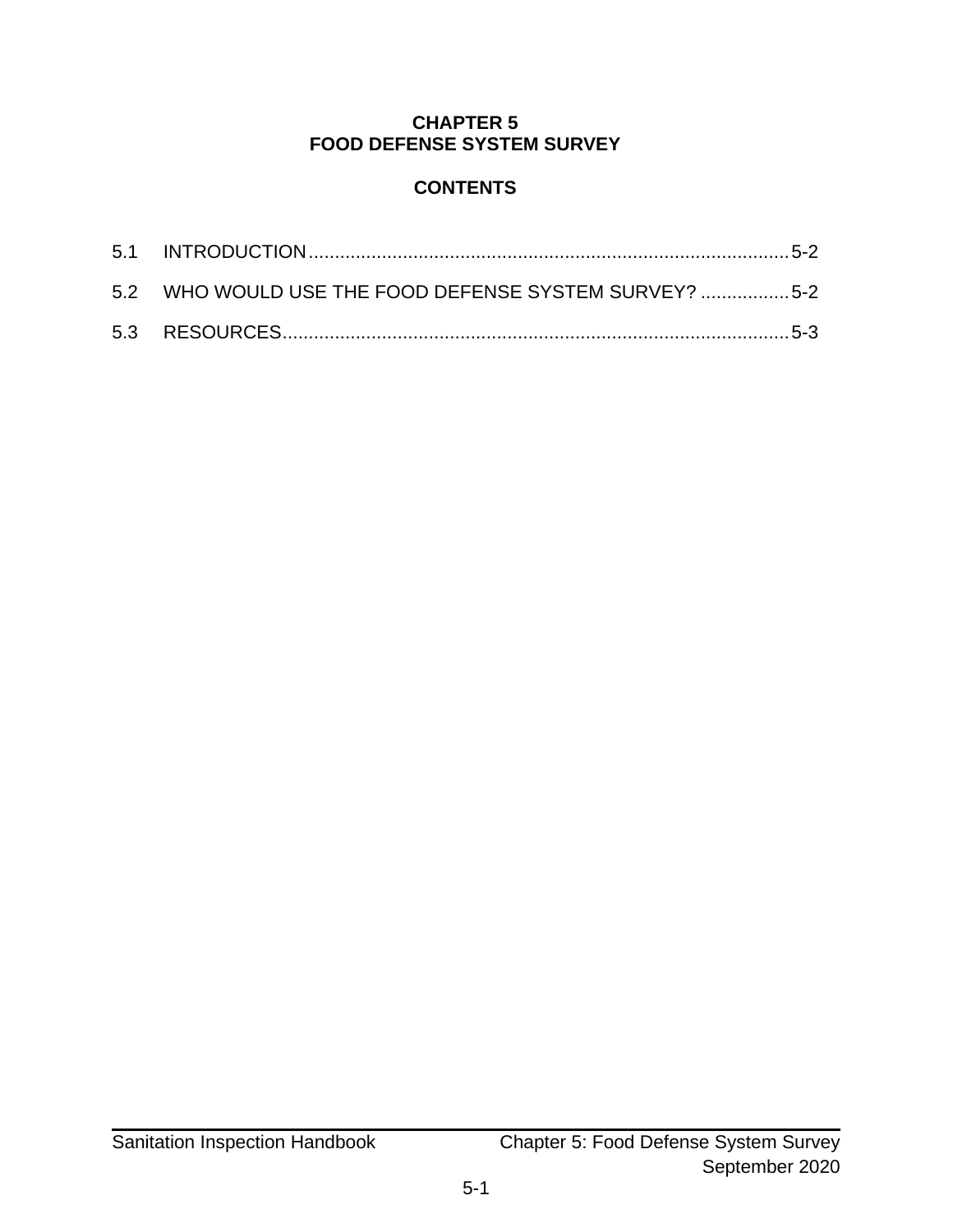# CHAPTER 5
# FOOD DEFENSE SYSTEM SURVEY

## CONTENTS

5.1 INTRODUCTION........................................................................................5-2

5.2 WHO WOULD USE THE FOOD DEFENSE SYSTEM SURVEY? .................5-2

5.3 RESOURCES..............................................................................................5-3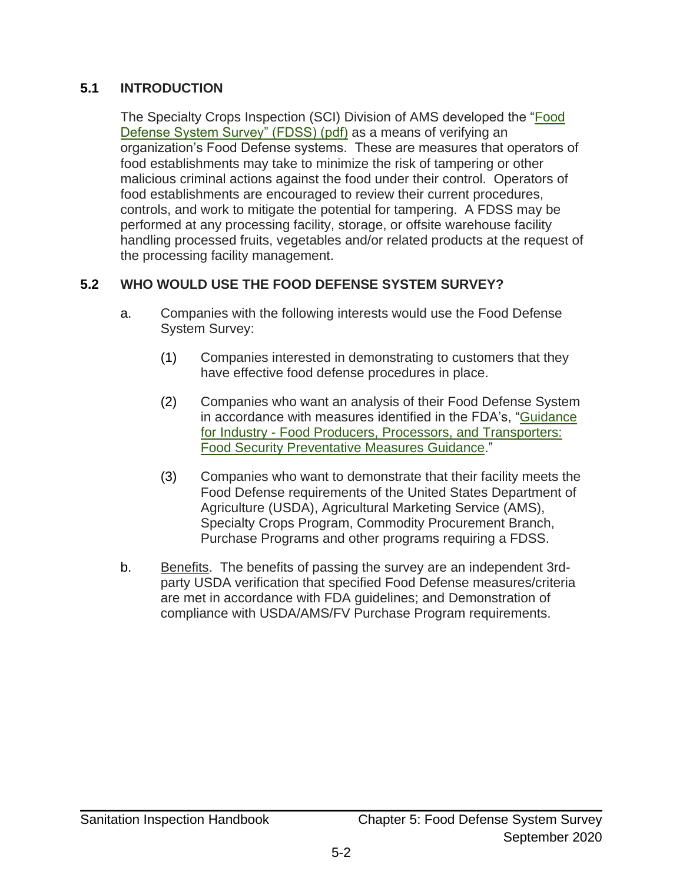## 5.1 INTRODUCTION

The Specialty Crops Inspection (SCI) Division of AMS developed the "Food Defense System Survey" (FDSS) (pdf) as a means of verifying an organization's Food Defense systems. These are measures that operators of food establishments may take to minimize the risk of tampering or other malicious criminal actions against the food under their control. Operators of food establishments are encouraged to review their current procedures, controls, and work to mitigate the potential for tampering. A FDSS may be performed at any processing facility, storage, or offsite warehouse facility handling processed fruits, vegetables and/or related products at the request of the processing facility management.

## 5.2 WHO WOULD USE THE FOOD DEFENSE SYSTEM SURVEY?

a. Companies with the following interests would use the Food Defense System Survey:

   (1) Companies interested in demonstrating to customers that they have effective food defense procedures in place.

   (2) Companies who want an analysis of their Food Defense System in accordance with measures identified in the FDA's, "Guidance for Industry - Food Producers, Processors, and Transporters: Food Security Preventative Measures Guidance."

   (3) Companies who want to demonstrate that their facility meets the Food Defense requirements of the United States Department of Agriculture (USDA), Agricultural Marketing Service (AMS), Specialty Crops Program, Commodity Procurement Branch, Purchase Programs and other programs requiring a FDSS.

b. Benefits. The benefits of passing the survey are an independent 3rd-party USDA verification that specified Food Defense measures/criteria are met in accordance with FDA guidelines; and Demonstration of compliance with USDA/AMS/FV Purchase Program requirements.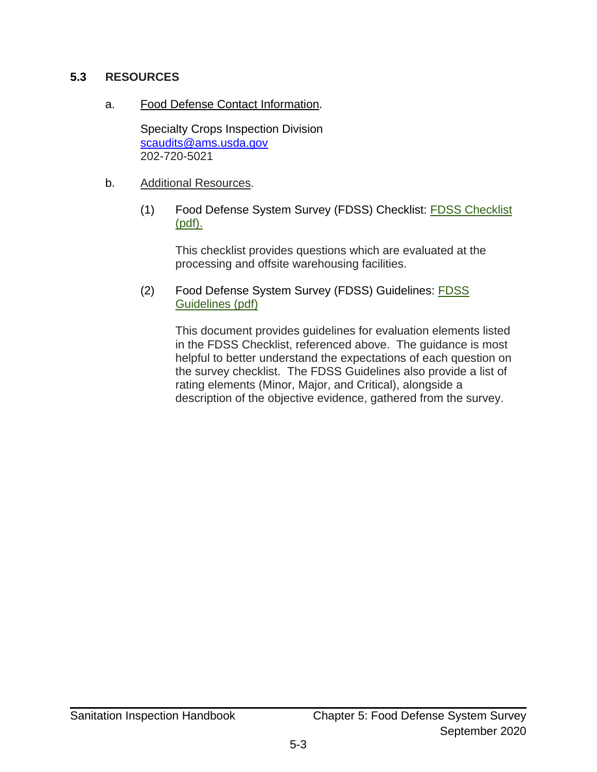## 5.3 RESOURCES

a. Food Defense Contact Information.

Specialty Crops Inspection Division
scaudits@ams.usda.gov
202-720-5021

b. Additional Resources.

(1) Food Defense System Survey (FDSS) Checklist: FDSS Checklist (pdf).

This checklist provides questions which are evaluated at the processing and offsite warehousing facilities.

(2) Food Defense System Survey (FDSS) Guidelines: FDSS Guidelines (pdf)

This document provides guidelines for evaluation elements listed in the FDSS Checklist, referenced above. The guidance is most helpful to better understand the expectations of each question on the survey checklist. The FDSS Guidelines also provide a list of rating elements (Minor, Major, and Critical), alongside a description of the objective evidence, gathered from the survey.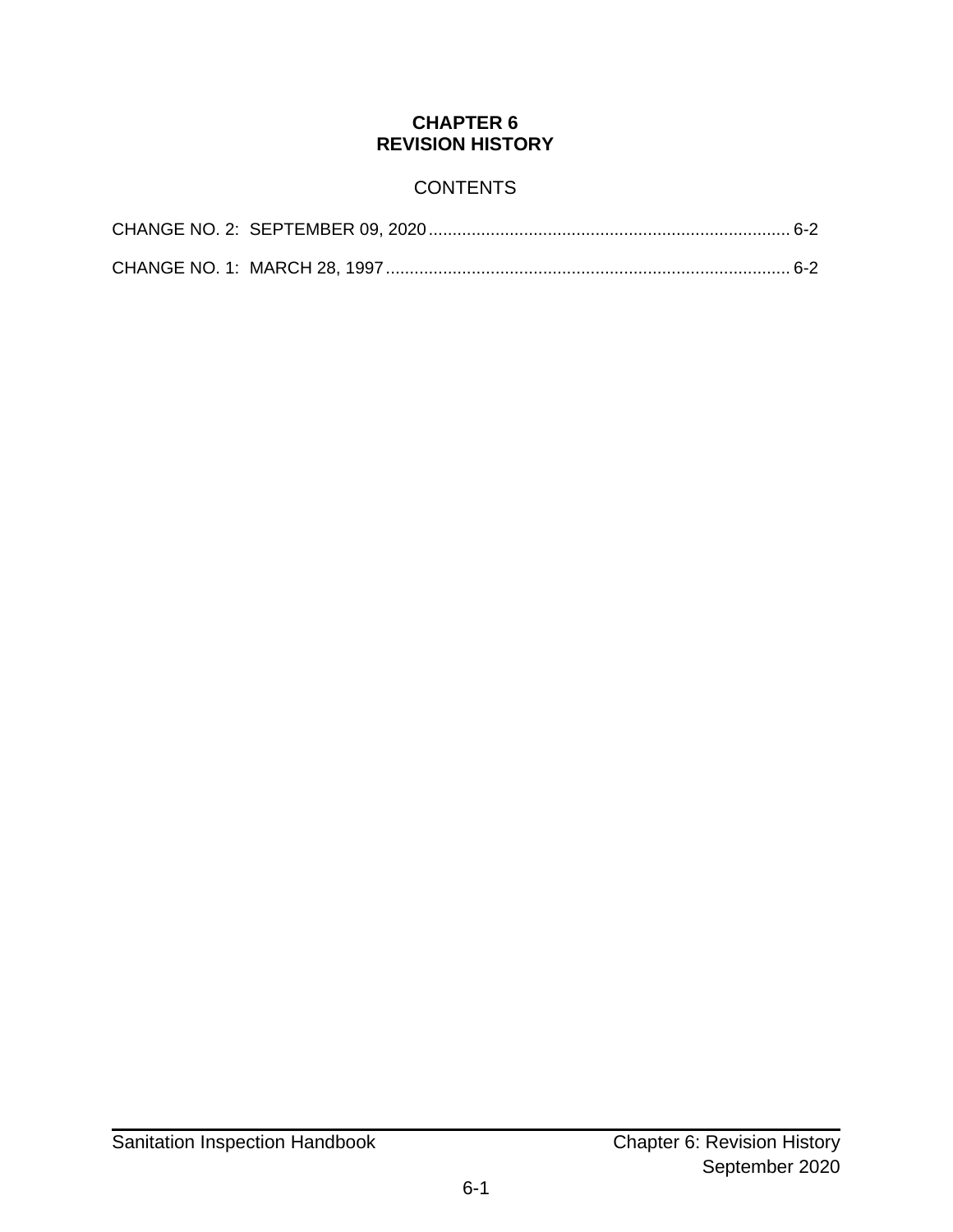# CHAPTER 6
# REVISION HISTORY

## CONTENTS

CHANGE NO. 2: SEPTEMBER 09, 2020 .......... 6-2

CHANGE NO. 1: MARCH 28, 1997 .......... 6-2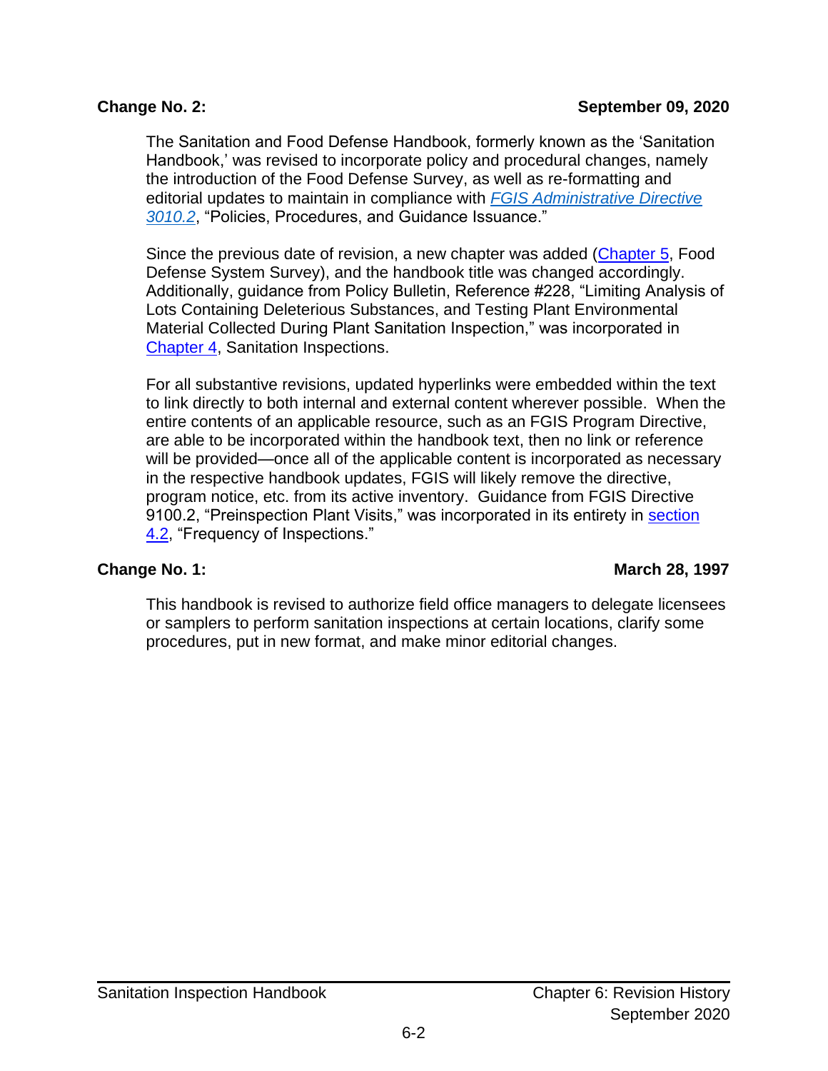**Change No. 2: September 09, 2020**

The Sanitation and Food Defense Handbook, formerly known as the 'Sanitation Handbook,' was revised to incorporate policy and procedural changes, namely the introduction of the Food Defense Survey, as well as re-formatting and editorial updates to maintain in compliance with *FGIS Administrative Directive 3010.2*, "Policies, Procedures, and Guidance Issuance."

Since the previous date of revision, a new chapter was added (Chapter 5, Food Defense System Survey), and the handbook title was changed accordingly. Additionally, guidance from Policy Bulletin, Reference #228, "Limiting Analysis of Lots Containing Deleterious Substances, and Testing Plant Environmental Material Collected During Plant Sanitation Inspection," was incorporated in Chapter 4, Sanitation Inspections.

For all substantive revisions, updated hyperlinks were embedded within the text to link directly to both internal and external content wherever possible. When the entire contents of an applicable resource, such as an FGIS Program Directive, are able to be incorporated within the handbook text, then no link or reference will be provided—once all of the applicable content is incorporated as necessary in the respective handbook updates, FGIS will likely remove the directive, program notice, etc. from its active inventory. Guidance from FGIS Directive 9100.2, "Preinspection Plant Visits," was incorporated in its entirety in section 4.2, "Frequency of Inspections."

**Change No. 1: March 28, 1997**

This handbook is revised to authorize field office managers to delegate licensees or samplers to perform sanitation inspections at certain locations, clarify some procedures, put in new format, and make minor editorial changes.